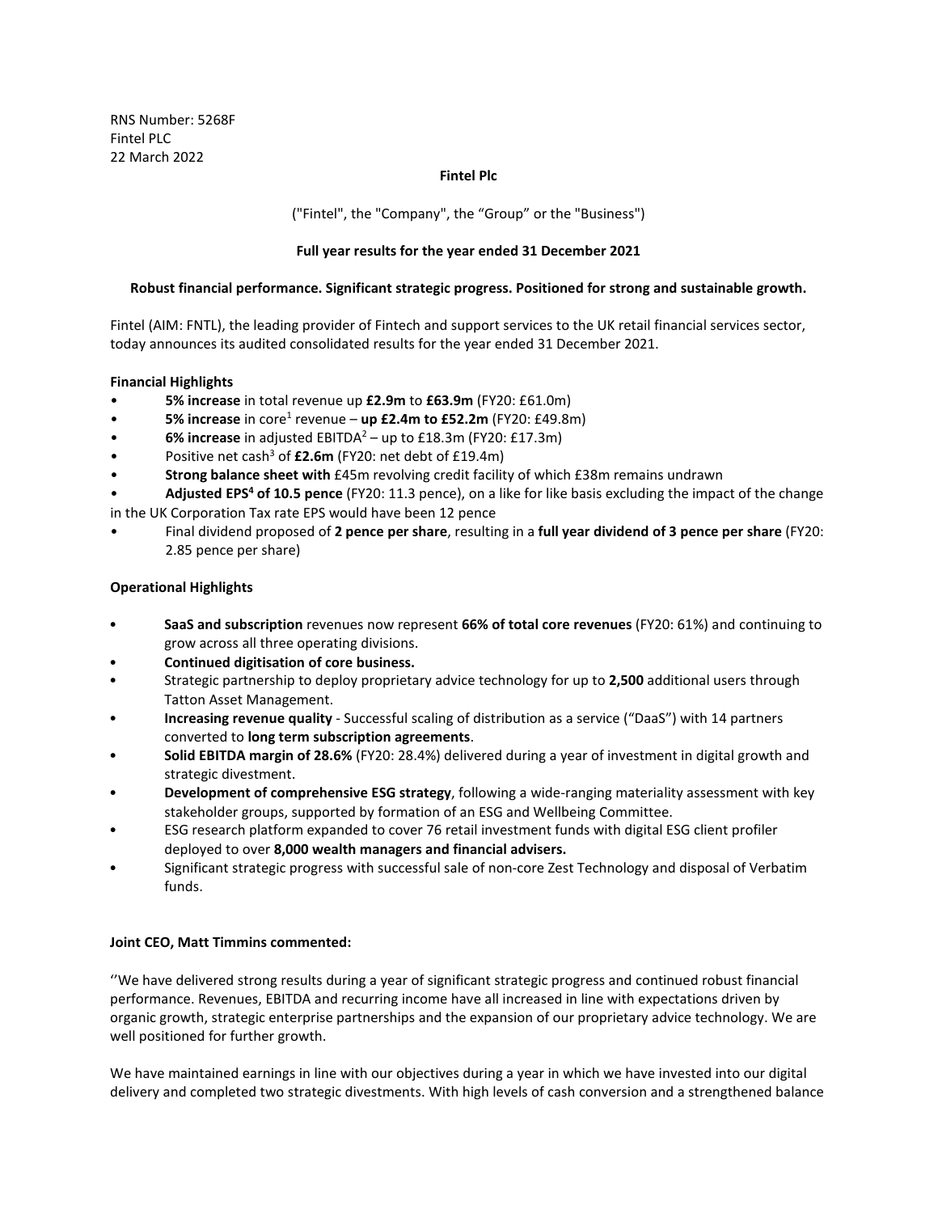RNS Number: 5268F
Fintel PLC
22 March 2022

**Fintel Plc**

("Fintel", the "Company", the "Group" or the "Business")

**Full year results for the year ended 31 December 2021**

**Robust financial performance. Significant strategic progress. Positioned for strong and sustainable growth.**

Fintel (AIM: FNTL), the leading provider of Fintech and support services to the UK retail financial services sector, today announces its audited consolidated results for the year ended 31 December 2021.

**Financial Highlights**

- **5% increase** in total revenue up **£2.9m** to **£63.9m** (FY20: £61.0m)
- **5% increase** in core[1] revenue – **up £2.4m to £52.2m** (FY20: £49.8m)
- **6% increase** in adjusted EBITDA[2] – up to £18.3m (FY20: £17.3m)
- Positive net cash[3] of **£2.6m** (FY20: net debt of £19.4m)
- **Strong balance sheet with** £45m revolving credit facility of which £38m remains undrawn
- **Adjusted EPS[4] of 10.5 pence** (FY20: 11.3 pence), on a like for like basis excluding the impact of the change in the UK Corporation Tax rate EPS would have been 12 pence
- Final dividend proposed of **2 pence per share**, resulting in a **full year dividend of 3 pence per share** (FY20: 2.85 pence per share)

**Operational Highlights**

- **SaaS and subscription** revenues now represent **66% of total core revenues** (FY20: 61%) and continuing to grow across all three operating divisions.
- **Continued digitisation of core business.**
- Strategic partnership to deploy proprietary advice technology for up to **2,500** additional users through Tatton Asset Management.
- **Increasing revenue quality** - Successful scaling of distribution as a service ("DaaS") with 14 partners converted to **long term subscription agreements**.
- **Solid EBITDA margin of 28.6%** (FY20: 28.4%) delivered during a year of investment in digital growth and strategic divestment.
- **Development of comprehensive ESG strategy**, following a wide-ranging materiality assessment with key stakeholder groups, supported by formation of an ESG and Wellbeing Committee.
- ESG research platform expanded to cover 76 retail investment funds with digital ESG client profiler deployed to over **8,000 wealth managers and financial advisers.**
- Significant strategic progress with successful sale of non-core Zest Technology and disposal of Verbatim funds.

**Joint CEO, Matt Timmins commented:**

''We have delivered strong results during a year of significant strategic progress and continued robust financial performance. Revenues, EBITDA and recurring income have all increased in line with expectations driven by organic growth, strategic enterprise partnerships and the expansion of our proprietary advice technology. We are well positioned for further growth.

We have maintained earnings in line with our objectives during a year in which we have invested into our digital delivery and completed two strategic divestments. With high levels of cash conversion and a strengthened balance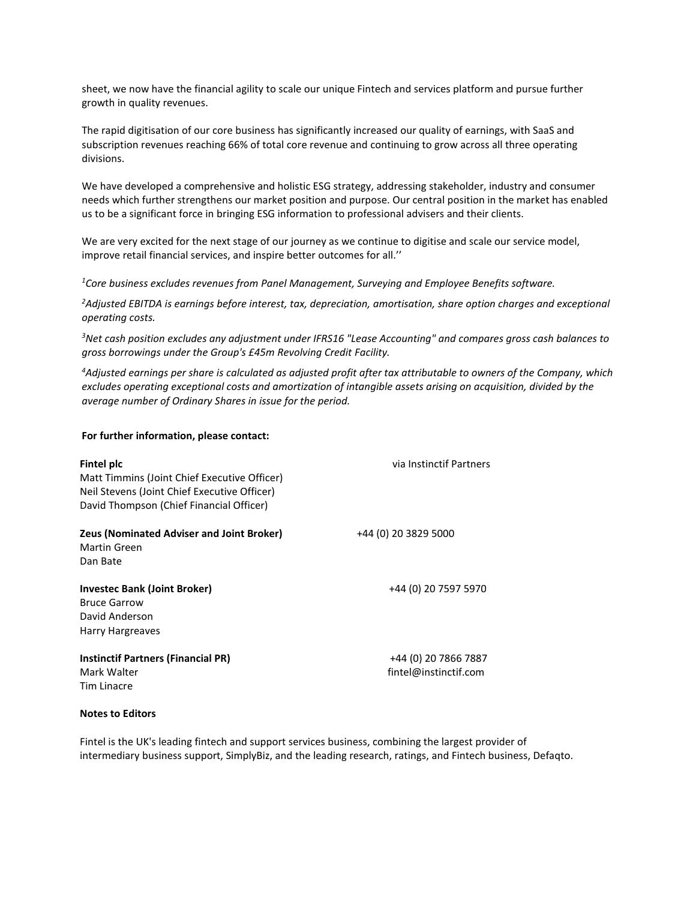sheet, we now have the financial agility to scale our unique Fintech and services platform and pursue further growth in quality revenues.

The rapid digitisation of our core business has significantly increased our quality of earnings, with SaaS and subscription revenues reaching 66% of total core revenue and continuing to grow across all three operating divisions.

We have developed a comprehensive and holistic ESG strategy, addressing stakeholder, industry and consumer needs which further strengthens our market position and purpose. Our central position in the market has enabled us to be a significant force in bringing ESG information to professional advisers and their clients.

We are very excited for the next stage of our journey as we continue to digitise and scale our service model, improve retail financial services, and inspire better outcomes for all.''

*[1]Core business excludes revenues from Panel Management, Surveying and Employee Benefits software.*

*[2]Adjusted EBITDA is earnings before interest, tax, depreciation, amortisation, share option charges and exceptional operating costs.*

*[3]Net cash position excludes any adjustment under IFRS16 "Lease Accounting" and compares gross cash balances to gross borrowings under the Group's £45m Revolving Credit Facility.*

*[4]Adjusted earnings per share is calculated as adjusted profit after tax attributable to owners of the Company, which excludes operating exceptional costs and amortization of intangible assets arising on acquisition, divided by the average number of Ordinary Shares in issue for the period.*

**For further information, please contact:**

**Fintel plc** — via Instinctif Partners
Matt Timmins (Joint Chief Executive Officer)
Neil Stevens (Joint Chief Executive Officer)
David Thompson (Chief Financial Officer)

**Zeus (Nominated Adviser and Joint Broker)** — +44 (0) 20 3829 5000
Martin Green
Dan Bate

**Investec Bank (Joint Broker)** — +44 (0) 20 7597 5970
Bruce Garrow
David Anderson
Harry Hargreaves

**Instinctif Partners (Financial PR)** — +44 (0) 20 7866 7887
Mark Walter — fintel@instinctif.com
Tim Linacre

**Notes to Editors**

Fintel is the UK's leading fintech and support services business, combining the largest provider of intermediary business support, SimplyBiz, and the leading research, ratings, and Fintech business, Defaqto.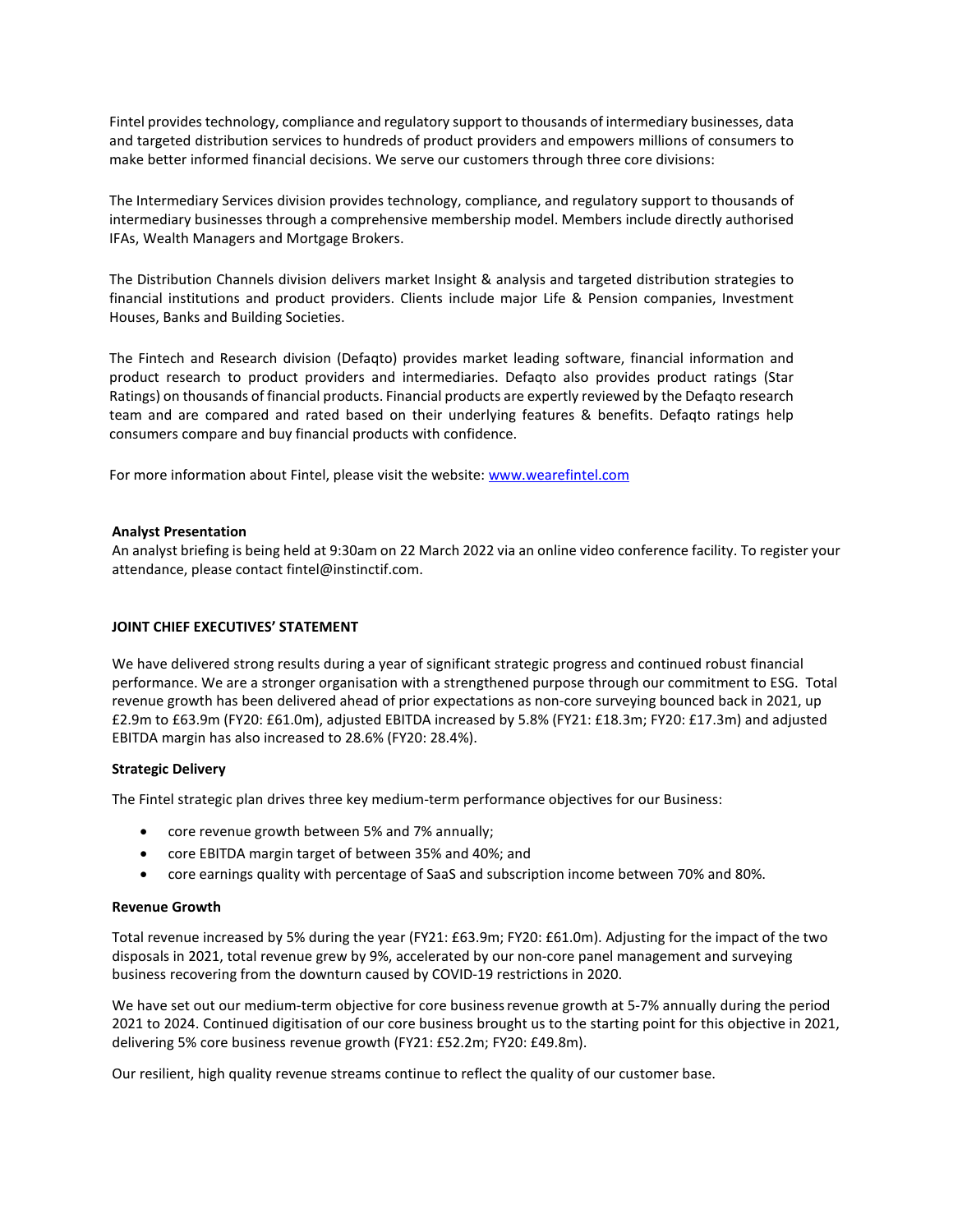Fintel provides technology, compliance and regulatory support to thousands of intermediary businesses, data and targeted distribution services to hundreds of product providers and empowers millions of consumers to make better informed financial decisions. We serve our customers through three core divisions:

The Intermediary Services division provides technology, compliance, and regulatory support to thousands of intermediary businesses through a comprehensive membership model. Members include directly authorised IFAs, Wealth Managers and Mortgage Brokers.

The Distribution Channels division delivers market Insight & analysis and targeted distribution strategies to financial institutions and product providers. Clients include major Life & Pension companies, Investment Houses, Banks and Building Societies.

The Fintech and Research division (Defaqto) provides market leading software, financial information and product research to product providers and intermediaries. Defaqto also provides product ratings (Star Ratings) on thousands of financial products. Financial products are expertly reviewed by the Defaqto research team and are compared and rated based on their underlying features & benefits. Defaqto ratings help consumers compare and buy financial products with confidence.

For more information about Fintel, please visit the website: [www.wearefintel.com](http://www.wearefintel.com)

**Analyst Presentation**

An analyst briefing is being held at 9:30am on 22 March 2022 via an online video conference facility. To register your attendance, please contact fintel@instinctif.com.

**JOINT CHIEF EXECUTIVES' STATEMENT**

We have delivered strong results during a year of significant strategic progress and continued robust financial performance. We are a stronger organisation with a strengthened purpose through our commitment to ESG. Total revenue growth has been delivered ahead of prior expectations as non-core surveying bounced back in 2021, up £2.9m to £63.9m (FY20: £61.0m), adjusted EBITDA increased by 5.8% (FY21: £18.3m; FY20: £17.3m) and adjusted EBITDA margin has also increased to 28.6% (FY20: 28.4%).

**Strategic Delivery**

The Fintel strategic plan drives three key medium-term performance objectives for our Business:

- core revenue growth between 5% and 7% annually;
- core EBITDA margin target of between 35% and 40%; and
- core earnings quality with percentage of SaaS and subscription income between 70% and 80%.

**Revenue Growth**

Total revenue increased by 5% during the year (FY21: £63.9m; FY20: £61.0m). Adjusting for the impact of the two disposals in 2021, total revenue grew by 9%, accelerated by our non-core panel management and surveying business recovering from the downturn caused by COVID-19 restrictions in 2020.

We have set out our medium-term objective for core business revenue growth at 5-7% annually during the period 2021 to 2024. Continued digitisation of our core business brought us to the starting point for this objective in 2021, delivering 5% core business revenue growth (FY21: £52.2m; FY20: £49.8m).

Our resilient, high quality revenue streams continue to reflect the quality of our customer base.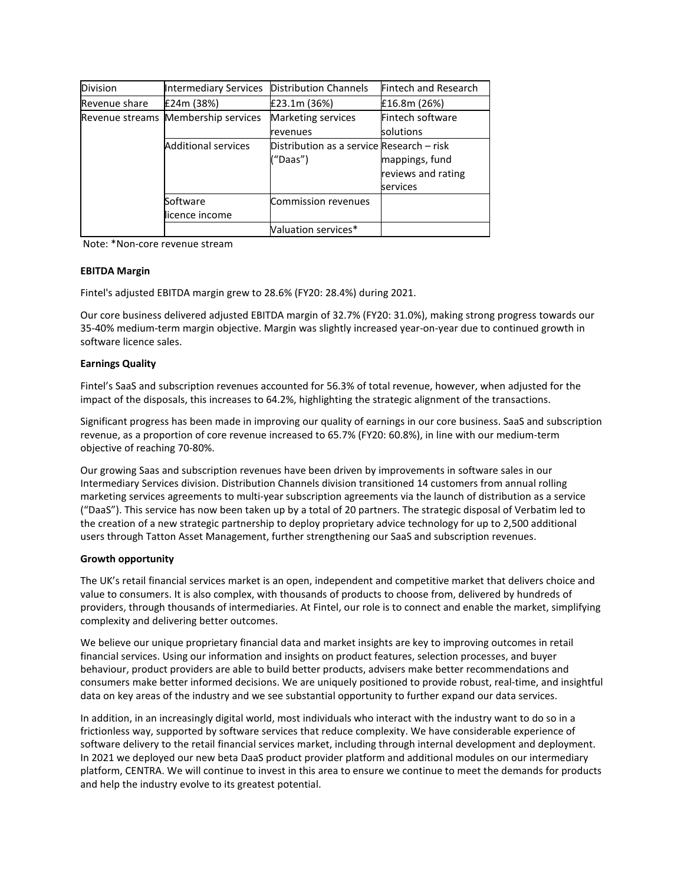| Division | Intermediary Services | Distribution Channels | Fintech and Research |
|---|---|---|---|
| Revenue share | £24m (38%) | £23.1m (36%) | £16.8m (26%) |
| Revenue streams | Membership services | Marketing services revenues | Fintech software solutions |
| | Additional services | Distribution as a service ("Daas") | Research – risk mappings, fund reviews and rating services |
| | Software licence income | Commission revenues | |
| | | Valuation services* | |

Note: *Non-core revenue stream

**EBITDA Margin**

Fintel's adjusted EBITDA margin grew to 28.6% (FY20: 28.4%) during 2021.

Our core business delivered adjusted EBITDA margin of 32.7% (FY20: 31.0%), making strong progress towards our 35-40% medium-term margin objective. Margin was slightly increased year-on-year due to continued growth in software licence sales.

**Earnings Quality**

Fintel's SaaS and subscription revenues accounted for 56.3% of total revenue, however, when adjusted for the impact of the disposals, this increases to 64.2%, highlighting the strategic alignment of the transactions.

Significant progress has been made in improving our quality of earnings in our core business. SaaS and subscription revenue, as a proportion of core revenue increased to 65.7% (FY20: 60.8%), in line with our medium-term objective of reaching 70-80%.

Our growing Saas and subscription revenues have been driven by improvements in software sales in our Intermediary Services division. Distribution Channels division transitioned 14 customers from annual rolling marketing services agreements to multi-year subscription agreements via the launch of distribution as a service ("DaaS"). This service has now been taken up by a total of 20 partners. The strategic disposal of Verbatim led to the creation of a new strategic partnership to deploy proprietary advice technology for up to 2,500 additional users through Tatton Asset Management, further strengthening our SaaS and subscription revenues.

**Growth opportunity**

The UK's retail financial services market is an open, independent and competitive market that delivers choice and value to consumers. It is also complex, with thousands of products to choose from, delivered by hundreds of providers, through thousands of intermediaries. At Fintel, our role is to connect and enable the market, simplifying complexity and delivering better outcomes.

We believe our unique proprietary financial data and market insights are key to improving outcomes in retail financial services. Using our information and insights on product features, selection processes, and buyer behaviour, product providers are able to build better products, advisers make better recommendations and consumers make better informed decisions. We are uniquely positioned to provide robust, real-time, and insightful data on key areas of the industry and we see substantial opportunity to further expand our data services.

In addition, in an increasingly digital world, most individuals who interact with the industry want to do so in a frictionless way, supported by software services that reduce complexity. We have considerable experience of software delivery to the retail financial services market, including through internal development and deployment. In 2021 we deployed our new beta DaaS product provider platform and additional modules on our intermediary platform, CENTRA. We will continue to invest in this area to ensure we continue to meet the demands for products and help the industry evolve to its greatest potential.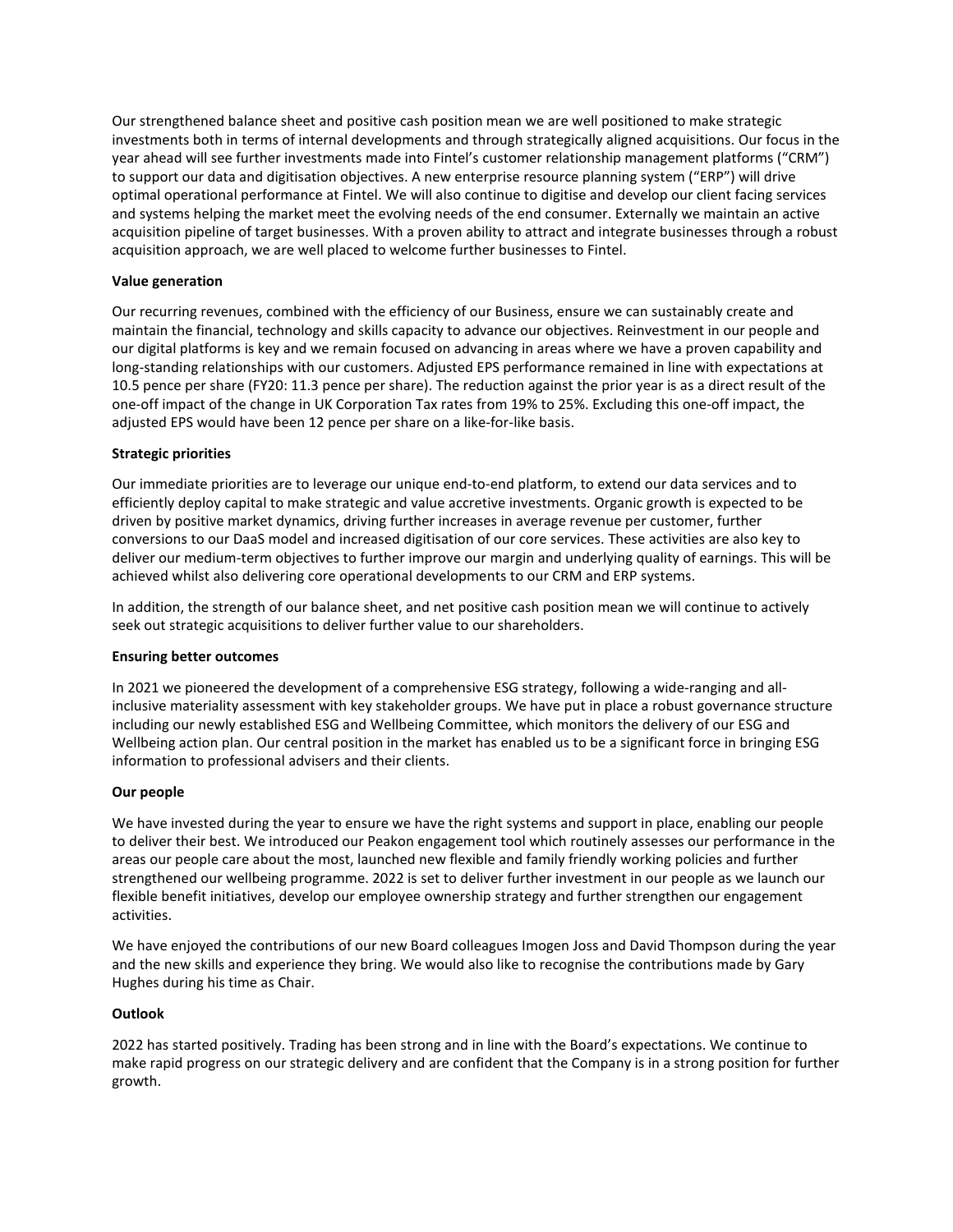Our strengthened balance sheet and positive cash position mean we are well positioned to make strategic investments both in terms of internal developments and through strategically aligned acquisitions. Our focus in the year ahead will see further investments made into Fintel's customer relationship management platforms ("CRM") to support our data and digitisation objectives. A new enterprise resource planning system ("ERP") will drive optimal operational performance at Fintel. We will also continue to digitise and develop our client facing services and systems helping the market meet the evolving needs of the end consumer. Externally we maintain an active acquisition pipeline of target businesses. With a proven ability to attract and integrate businesses through a robust acquisition approach, we are well placed to welcome further businesses to Fintel.

**Value generation**

Our recurring revenues, combined with the efficiency of our Business, ensure we can sustainably create and maintain the financial, technology and skills capacity to advance our objectives. Reinvestment in our people and our digital platforms is key and we remain focused on advancing in areas where we have a proven capability and long-standing relationships with our customers. Adjusted EPS performance remained in line with expectations at 10.5 pence per share (FY20: 11.3 pence per share). The reduction against the prior year is as a direct result of the one-off impact of the change in UK Corporation Tax rates from 19% to 25%. Excluding this one-off impact, the adjusted EPS would have been 12 pence per share on a like-for-like basis.

**Strategic priorities**

Our immediate priorities are to leverage our unique end-to-end platform, to extend our data services and to efficiently deploy capital to make strategic and value accretive investments. Organic growth is expected to be driven by positive market dynamics, driving further increases in average revenue per customer, further conversions to our DaaS model and increased digitisation of our core services. These activities are also key to deliver our medium-term objectives to further improve our margin and underlying quality of earnings. This will be achieved whilst also delivering core operational developments to our CRM and ERP systems.

In addition, the strength of our balance sheet, and net positive cash position mean we will continue to actively seek out strategic acquisitions to deliver further value to our shareholders.

**Ensuring better outcomes**

In 2021 we pioneered the development of a comprehensive ESG strategy, following a wide-ranging and all-inclusive materiality assessment with key stakeholder groups. We have put in place a robust governance structure including our newly established ESG and Wellbeing Committee, which monitors the delivery of our ESG and Wellbeing action plan. Our central position in the market has enabled us to be a significant force in bringing ESG information to professional advisers and their clients.

**Our people**

We have invested during the year to ensure we have the right systems and support in place, enabling our people to deliver their best. We introduced our Peakon engagement tool which routinely assesses our performance in the areas our people care about the most, launched new flexible and family friendly working policies and further strengthened our wellbeing programme. 2022 is set to deliver further investment in our people as we launch our flexible benefit initiatives, develop our employee ownership strategy and further strengthen our engagement activities.

We have enjoyed the contributions of our new Board colleagues Imogen Joss and David Thompson during the year and the new skills and experience they bring. We would also like to recognise the contributions made by Gary Hughes during his time as Chair.

**Outlook**

2022 has started positively. Trading has been strong and in line with the Board's expectations. We continue to make rapid progress on our strategic delivery and are confident that the Company is in a strong position for further growth.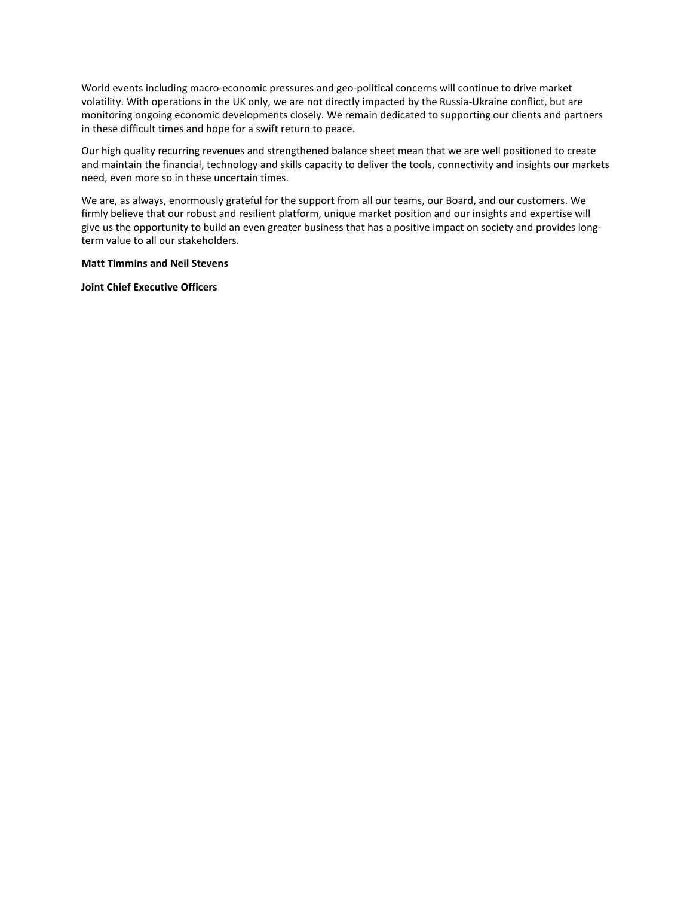World events including macro-economic pressures and geo-political concerns will continue to drive market volatility. With operations in the UK only, we are not directly impacted by the Russia-Ukraine conflict, but are monitoring ongoing economic developments closely. We remain dedicated to supporting our clients and partners in these difficult times and hope for a swift return to peace.

Our high quality recurring revenues and strengthened balance sheet mean that we are well positioned to create and maintain the financial, technology and skills capacity to deliver the tools, connectivity and insights our markets need, even more so in these uncertain times.

We are, as always, enormously grateful for the support from all our teams, our Board, and our customers. We firmly believe that our robust and resilient platform, unique market position and our insights and expertise will give us the opportunity to build an even greater business that has a positive impact on society and provides long-term value to all our stakeholders.

**Matt Timmins and Neil Stevens**

**Joint Chief Executive Officers**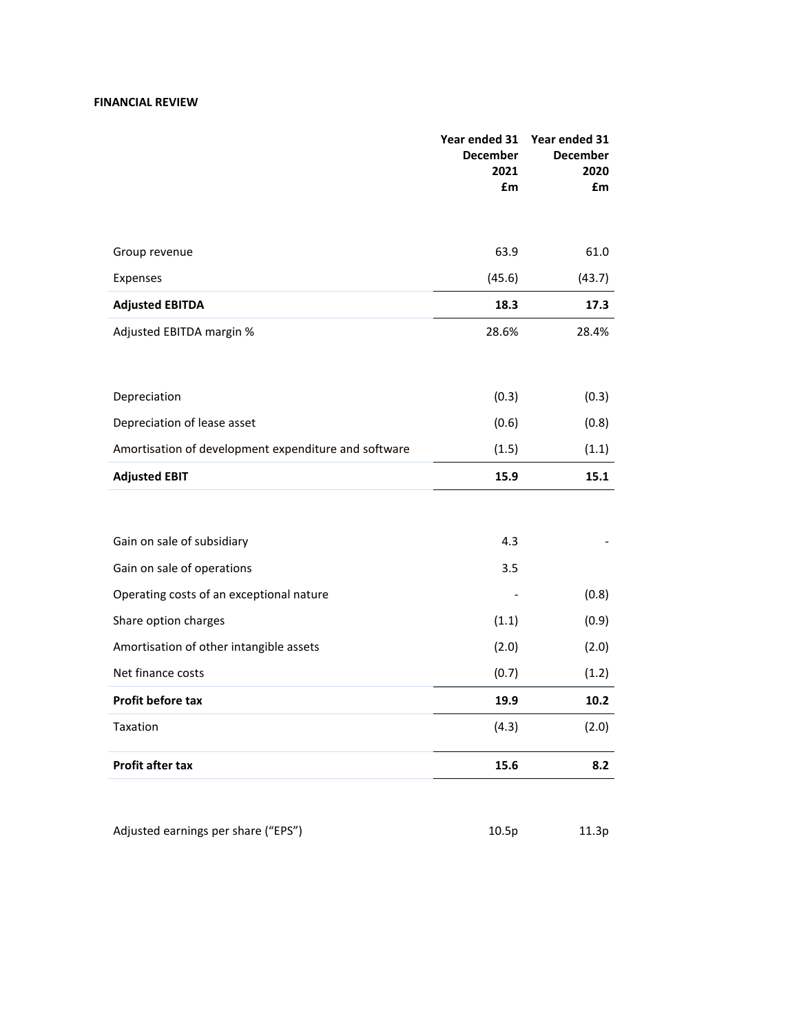**FINANCIAL REVIEW**

| | Year ended 31 December 2021 £m | Year ended 31 December 2020 £m |
|---|---|---|
| Group revenue | 63.9 | 61.0 |
| Expenses | (45.6) | (43.7) |
| **Adjusted EBITDA** | **18.3** | **17.3** |
| Adjusted EBITDA margin % | 28.6% | 28.4% |
| | | |
| Depreciation | (0.3) | (0.3) |
| Depreciation of lease asset | (0.6) | (0.8) |
| Amortisation of development expenditure and software | (1.5) | (1.1) |
| **Adjusted EBIT** | **15.9** | **15.1** |
| | | |
| Gain on sale of subsidiary | 4.3 | - |
| Gain on sale of operations | 3.5 | |
| Operating costs of an exceptional nature | - | (0.8) |
| Share option charges | (1.1) | (0.9) |
| Amortisation of other intangible assets | (2.0) | (2.0) |
| Net finance costs | (0.7) | (1.2) |
| **Profit before tax** | **19.9** | **10.2** |
| Taxation | (4.3) | (2.0) |
| **Profit after tax** | **15.6** | **8.2** |
| | | |
| Adjusted earnings per share ("EPS") | 10.5p | 11.3p |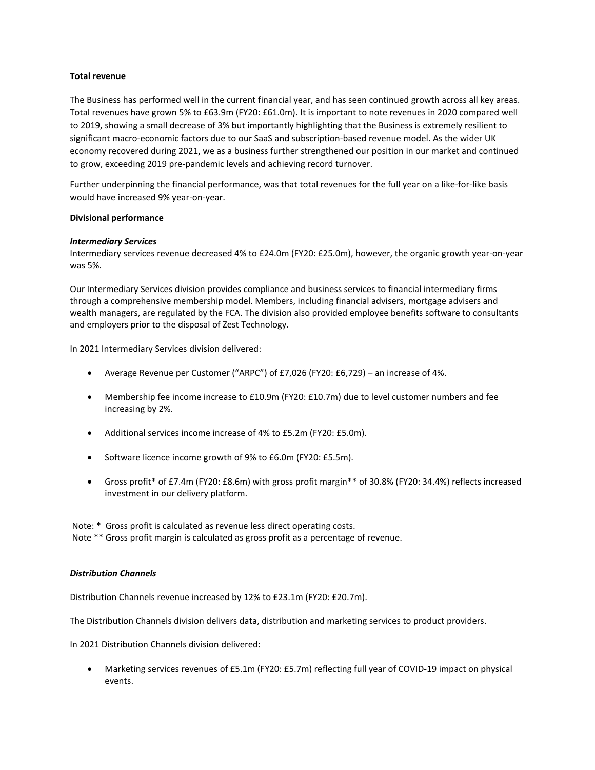**Total revenue**

The Business has performed well in the current financial year, and has seen continued growth across all key areas. Total revenues have grown 5% to £63.9m (FY20: £61.0m). It is important to note revenues in 2020 compared well to 2019, showing a small decrease of 3% but importantly highlighting that the Business is extremely resilient to significant macro-economic factors due to our SaaS and subscription-based revenue model. As the wider UK economy recovered during 2021, we as a business further strengthened our position in our market and continued to grow, exceeding 2019 pre-pandemic levels and achieving record turnover.

Further underpinning the financial performance, was that total revenues for the full year on a like-for-like basis would have increased 9% year-on-year.

**Divisional performance**

***Intermediary Services***

Intermediary services revenue decreased 4% to £24.0m (FY20: £25.0m), however, the organic growth year-on-year was 5%.

Our Intermediary Services division provides compliance and business services to financial intermediary firms through a comprehensive membership model. Members, including financial advisers, mortgage advisers and wealth managers, are regulated by the FCA. The division also provided employee benefits software to consultants and employers prior to the disposal of Zest Technology.

In 2021 Intermediary Services division delivered:

- Average Revenue per Customer ("ARPC") of £7,026 (FY20: £6,729) – an increase of 4%.
- Membership fee income increase to £10.9m (FY20: £10.7m) due to level customer numbers and fee increasing by 2%.
- Additional services income increase of 4% to £5.2m (FY20: £5.0m).
- Software licence income growth of 9% to £6.0m (FY20: £5.5m).
- Gross profit* of £7.4m (FY20: £8.6m) with gross profit margin** of 30.8% (FY20: 34.4%) reflects increased investment in our delivery platform.

Note: * Gross profit is calculated as revenue less direct operating costs.
Note ** Gross profit margin is calculated as gross profit as a percentage of revenue.

***Distribution Channels***

Distribution Channels revenue increased by 12% to £23.1m (FY20: £20.7m).

The Distribution Channels division delivers data, distribution and marketing services to product providers.

In 2021 Distribution Channels division delivered:

- Marketing services revenues of £5.1m (FY20: £5.7m) reflecting full year of COVID-19 impact on physical events.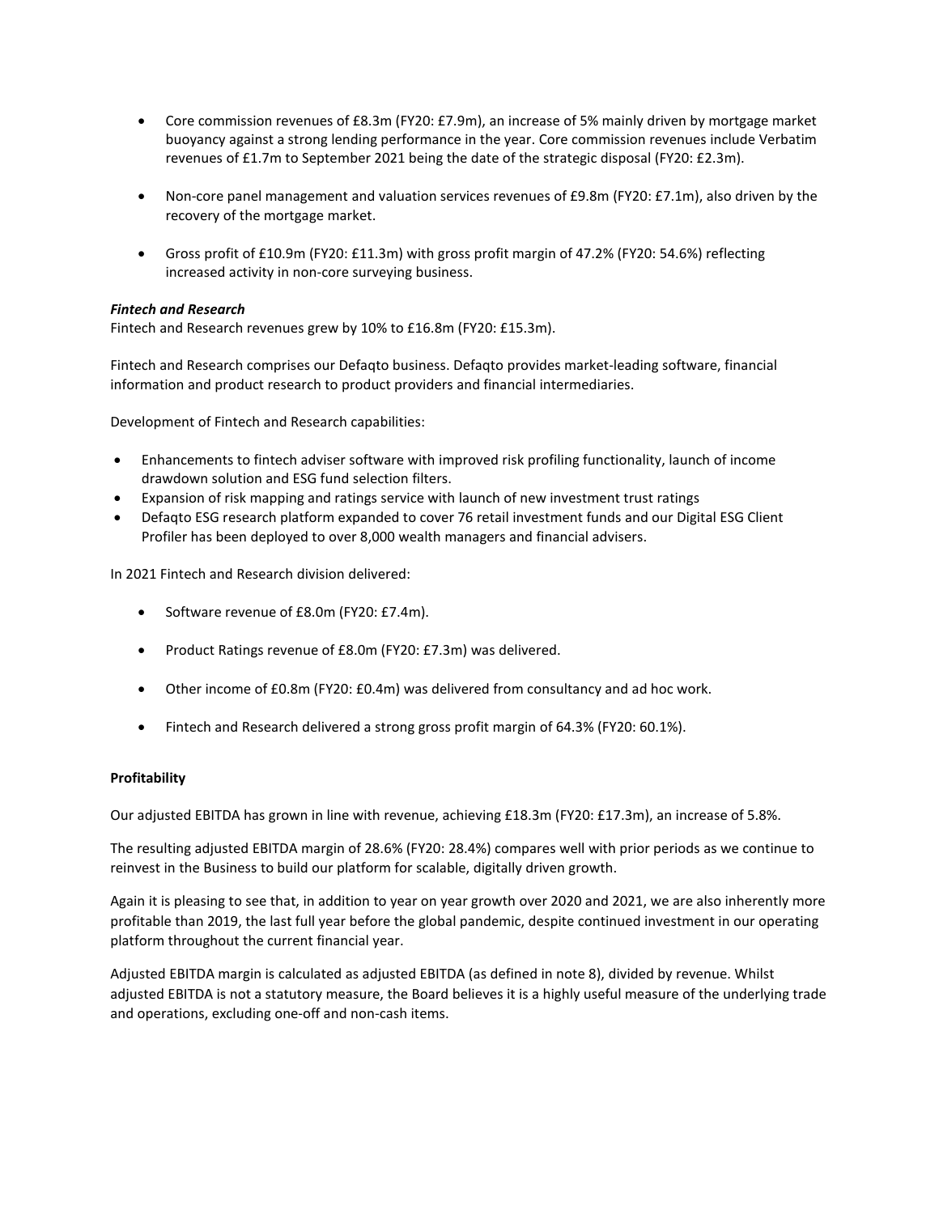- Core commission revenues of £8.3m (FY20: £7.9m), an increase of 5% mainly driven by mortgage market buoyancy against a strong lending performance in the year. Core commission revenues include Verbatim revenues of £1.7m to September 2021 being the date of the strategic disposal (FY20: £2.3m).

- Non-core panel management and valuation services revenues of £9.8m (FY20: £7.1m), also driven by the recovery of the mortgage market.

- Gross profit of £10.9m (FY20: £11.3m) with gross profit margin of 47.2% (FY20: 54.6%) reflecting increased activity in non-core surveying business.

***Fintech and Research***

Fintech and Research revenues grew by 10% to £16.8m (FY20: £15.3m).

Fintech and Research comprises our Defaqto business. Defaqto provides market-leading software, financial information and product research to product providers and financial intermediaries.

Development of Fintech and Research capabilities:

- Enhancements to fintech adviser software with improved risk profiling functionality, launch of income drawdown solution and ESG fund selection filters.
- Expansion of risk mapping and ratings service with launch of new investment trust ratings
- Defaqto ESG research platform expanded to cover 76 retail investment funds and our Digital ESG Client Profiler has been deployed to over 8,000 wealth managers and financial advisers.

In 2021 Fintech and Research division delivered:

- Software revenue of £8.0m (FY20: £7.4m).

- Product Ratings revenue of £8.0m (FY20: £7.3m) was delivered.

- Other income of £0.8m (FY20: £0.4m) was delivered from consultancy and ad hoc work.

- Fintech and Research delivered a strong gross profit margin of 64.3% (FY20: 60.1%).

**Profitability**

Our adjusted EBITDA has grown in line with revenue, achieving £18.3m (FY20: £17.3m), an increase of 5.8%.

The resulting adjusted EBITDA margin of 28.6% (FY20: 28.4%) compares well with prior periods as we continue to reinvest in the Business to build our platform for scalable, digitally driven growth.

Again it is pleasing to see that, in addition to year on year growth over 2020 and 2021, we are also inherently more profitable than 2019, the last full year before the global pandemic, despite continued investment in our operating platform throughout the current financial year.

Adjusted EBITDA margin is calculated as adjusted EBITDA (as defined in note 8), divided by revenue. Whilst adjusted EBITDA is not a statutory measure, the Board believes it is a highly useful measure of the underlying trade and operations, excluding one-off and non-cash items.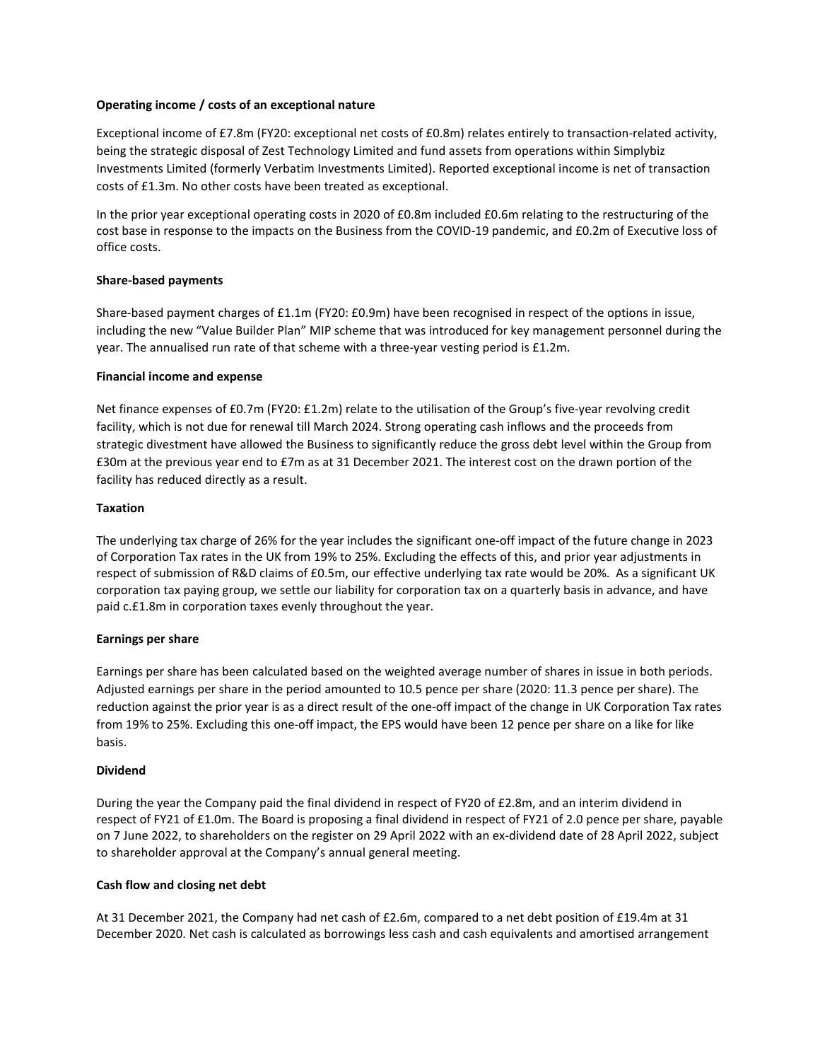**Operating income / costs of an exceptional nature**

Exceptional income of £7.8m (FY20: exceptional net costs of £0.8m) relates entirely to transaction-related activity, being the strategic disposal of Zest Technology Limited and fund assets from operations within Simplybiz Investments Limited (formerly Verbatim Investments Limited). Reported exceptional income is net of transaction costs of £1.3m. No other costs have been treated as exceptional.

In the prior year exceptional operating costs in 2020 of £0.8m included £0.6m relating to the restructuring of the cost base in response to the impacts on the Business from the COVID-19 pandemic, and £0.2m of Executive loss of office costs.

**Share-based payments**

Share-based payment charges of £1.1m (FY20: £0.9m) have been recognised in respect of the options in issue, including the new "Value Builder Plan" MIP scheme that was introduced for key management personnel during the year. The annualised run rate of that scheme with a three-year vesting period is £1.2m.

**Financial income and expense**

Net finance expenses of £0.7m (FY20: £1.2m) relate to the utilisation of the Group's five-year revolving credit facility, which is not due for renewal till March 2024. Strong operating cash inflows and the proceeds from strategic divestment have allowed the Business to significantly reduce the gross debt level within the Group from £30m at the previous year end to £7m as at 31 December 2021. The interest cost on the drawn portion of the facility has reduced directly as a result.

**Taxation**

The underlying tax charge of 26% for the year includes the significant one-off impact of the future change in 2023 of Corporation Tax rates in the UK from 19% to 25%. Excluding the effects of this, and prior year adjustments in respect of submission of R&D claims of £0.5m, our effective underlying tax rate would be 20%. As a significant UK corporation tax paying group, we settle our liability for corporation tax on a quarterly basis in advance, and have paid c.£1.8m in corporation taxes evenly throughout the year.

**Earnings per share**

Earnings per share has been calculated based on the weighted average number of shares in issue in both periods. Adjusted earnings per share in the period amounted to 10.5 pence per share (2020: 11.3 pence per share). The reduction against the prior year is as a direct result of the one-off impact of the change in UK Corporation Tax rates from 19% to 25%. Excluding this one-off impact, the EPS would have been 12 pence per share on a like for like basis.

**Dividend**

During the year the Company paid the final dividend in respect of FY20 of £2.8m, and an interim dividend in respect of FY21 of £1.0m. The Board is proposing a final dividend in respect of FY21 of 2.0 pence per share, payable on 7 June 2022, to shareholders on the register on 29 April 2022 with an ex-dividend date of 28 April 2022, subject to shareholder approval at the Company's annual general meeting.

**Cash flow and closing net debt**

At 31 December 2021, the Company had net cash of £2.6m, compared to a net debt position of £19.4m at 31 December 2020. Net cash is calculated as borrowings less cash and cash equivalents and amortised arrangement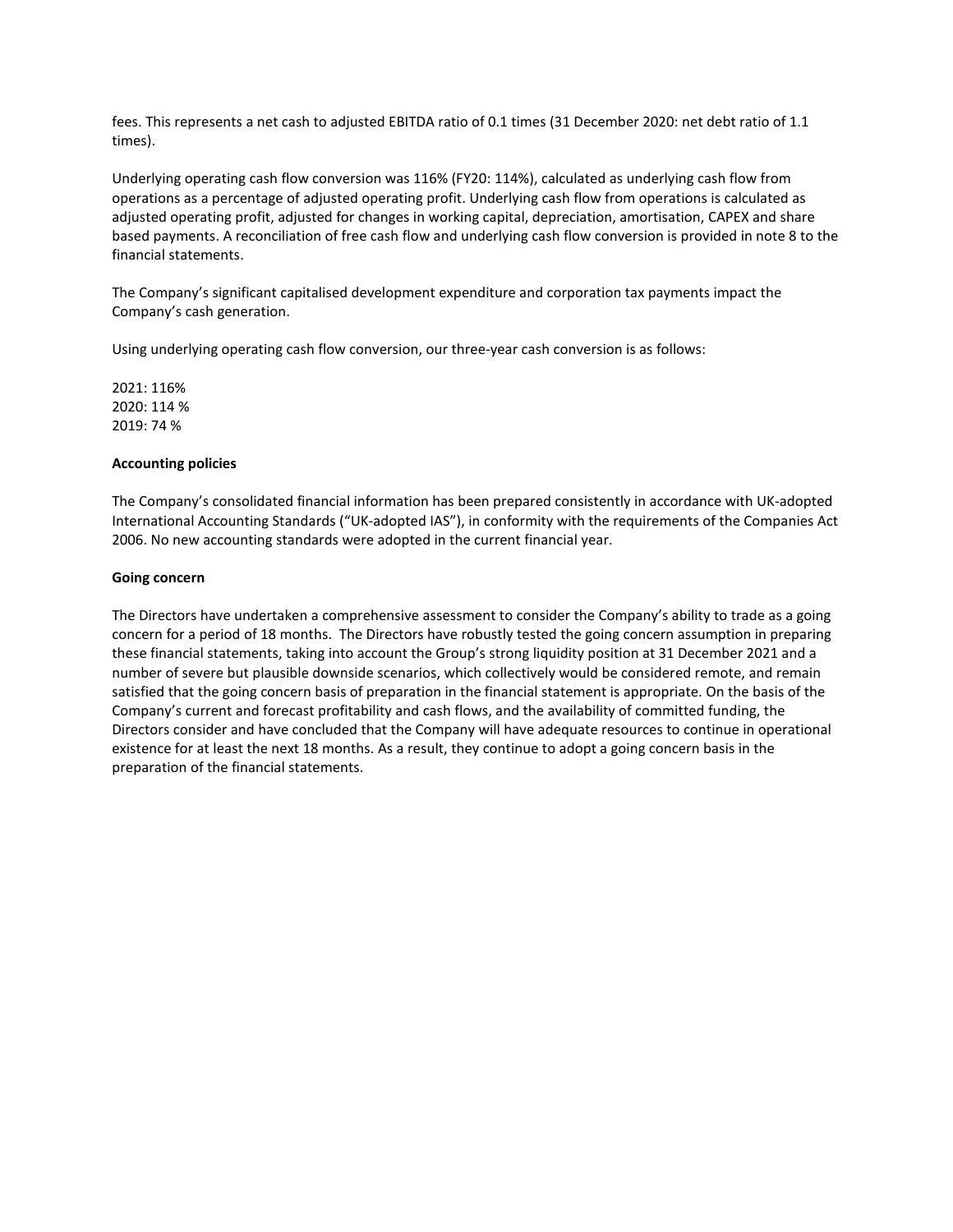fees. This represents a net cash to adjusted EBITDA ratio of 0.1 times (31 December 2020: net debt ratio of 1.1 times).

Underlying operating cash flow conversion was 116% (FY20: 114%), calculated as underlying cash flow from operations as a percentage of adjusted operating profit. Underlying cash flow from operations is calculated as adjusted operating profit, adjusted for changes in working capital, depreciation, amortisation, CAPEX and share based payments. A reconciliation of free cash flow and underlying cash flow conversion is provided in note 8 to the financial statements.

The Company's significant capitalised development expenditure and corporation tax payments impact the Company's cash generation.

Using underlying operating cash flow conversion, our three-year cash conversion is as follows:

2021: 116%
2020: 114 %
2019: 74 %

**Accounting policies**

The Company's consolidated financial information has been prepared consistently in accordance with UK-adopted International Accounting Standards ("UK-adopted IAS"), in conformity with the requirements of the Companies Act 2006. No new accounting standards were adopted in the current financial year.

**Going concern**

The Directors have undertaken a comprehensive assessment to consider the Company's ability to trade as a going concern for a period of 18 months. The Directors have robustly tested the going concern assumption in preparing these financial statements, taking into account the Group's strong liquidity position at 31 December 2021 and a number of severe but plausible downside scenarios, which collectively would be considered remote, and remain satisfied that the going concern basis of preparation in the financial statement is appropriate. On the basis of the Company's current and forecast profitability and cash flows, and the availability of committed funding, the Directors consider and have concluded that the Company will have adequate resources to continue in operational existence for at least the next 18 months. As a result, they continue to adopt a going concern basis in the preparation of the financial statements.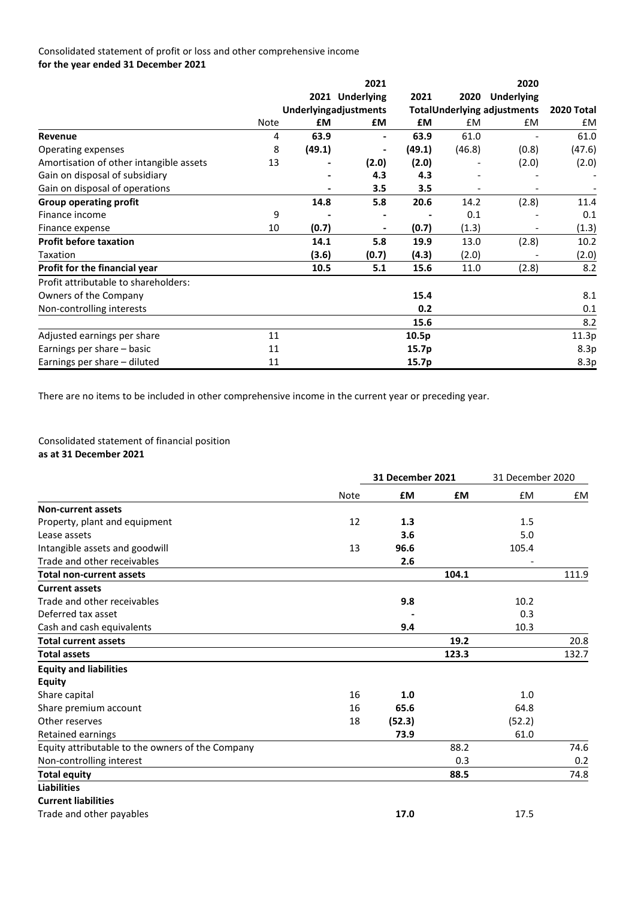Consolidated statement of profit or loss and other comprehensive income
**for the year ended 31 December 2021**

| | Note | 2021 Underlying £M | 2021 Underlying adjustments £M | 2021 Total £M | 2020 Underlying £M | 2020 Underlying adjustments £M | 2020 Total £M |
|---|---|---|---|---|---|---|---|
| **Revenue** | 4 | **63.9** | **-** | **63.9** | 61.0 | - | 61.0 |
| Operating expenses | 8 | **(49.1)** | **-** | **(49.1)** | (46.8) | (0.8) | (47.6) |
| Amortisation of other intangible assets | 13 | **-** | **(2.0)** | **(2.0)** | - | (2.0) | (2.0) |
| Gain on disposal of subsidiary | | **-** | **4.3** | **4.3** | - | - | - |
| Gain on disposal of operations | | **-** | **3.5** | **3.5** | - | - | - |
| **Group operating profit** | | **14.8** | **5.8** | **20.6** | 14.2 | (2.8) | 11.4 |
| Finance income | 9 | **-** | **-** | **-** | 0.1 | - | 0.1 |
| Finance expense | 10 | **(0.7)** | **-** | **(0.7)** | (1.3) | - | (1.3) |
| **Profit before taxation** | | **14.1** | **5.8** | **19.9** | 13.0 | (2.8) | 10.2 |
| Taxation | | **(3.6)** | **(0.7)** | **(4.3)** | (2.0) | - | (2.0) |
| **Profit for the financial year** | | **10.5** | **5.1** | **15.6** | 11.0 | (2.8) | 8.2 |
| Profit attributable to shareholders: | | | | | | | |
| Owners of the Company | | | | **15.4** | | | 8.1 |
| Non-controlling interests | | | | **0.2** | | | 0.1 |
| | | | | **15.6** | | | 8.2 |
| Adjusted earnings per share | 11 | | | **10.5p** | | | 11.3p |
| Earnings per share – basic | 11 | | | **15.7p** | | | 8.3p |
| Earnings per share – diluted | 11 | | | **15.7p** | | | 8.3p |

There are no items to be included in other comprehensive income in the current year or preceding year.

Consolidated statement of financial position
**as at 31 December 2021**

| | Note | 31 December 2021 £M | 31 December 2021 £M | 31 December 2020 £M | 31 December 2020 £M |
|---|---|---|---|---|---|
| **Non-current assets** | | | | | |
| Property, plant and equipment | 12 | **1.3** | | 1.5 | |
| Lease assets | | **3.6** | | 5.0 | |
| Intangible assets and goodwill | 13 | **96.6** | | 105.4 | |
| Trade and other receivables | | **2.6** | | - | |
| **Total non-current assets** | | | **104.1** | | 111.9 |
| **Current assets** | | | | | |
| Trade and other receivables | | **9.8** | | 10.2 | |
| Deferred tax asset | | **-** | | 0.3 | |
| Cash and cash equivalents | | **9.4** | | 10.3 | |
| **Total current assets** | | | **19.2** | | 20.8 |
| **Total assets** | | | **123.3** | | 132.7 |
| **Equity and liabilities** | | | | | |
| **Equity** | | | | | |
| Share capital | 16 | **1.0** | | 1.0 | |
| Share premium account | 16 | **65.6** | | 64.8 | |
| Other reserves | 18 | **(52.3)** | | (52.2) | |
| Retained earnings | | **73.9** | | 61.0 | |
| Equity attributable to the owners of the Company | | | 88.2 | | 74.6 |
| Non-controlling interest | | | 0.3 | | 0.2 |
| **Total equity** | | | **88.5** | | 74.8 |
| **Liabilities** | | | | | |
| **Current liabilities** | | | | | |
| Trade and other payables | | **17.0** | | 17.5 | |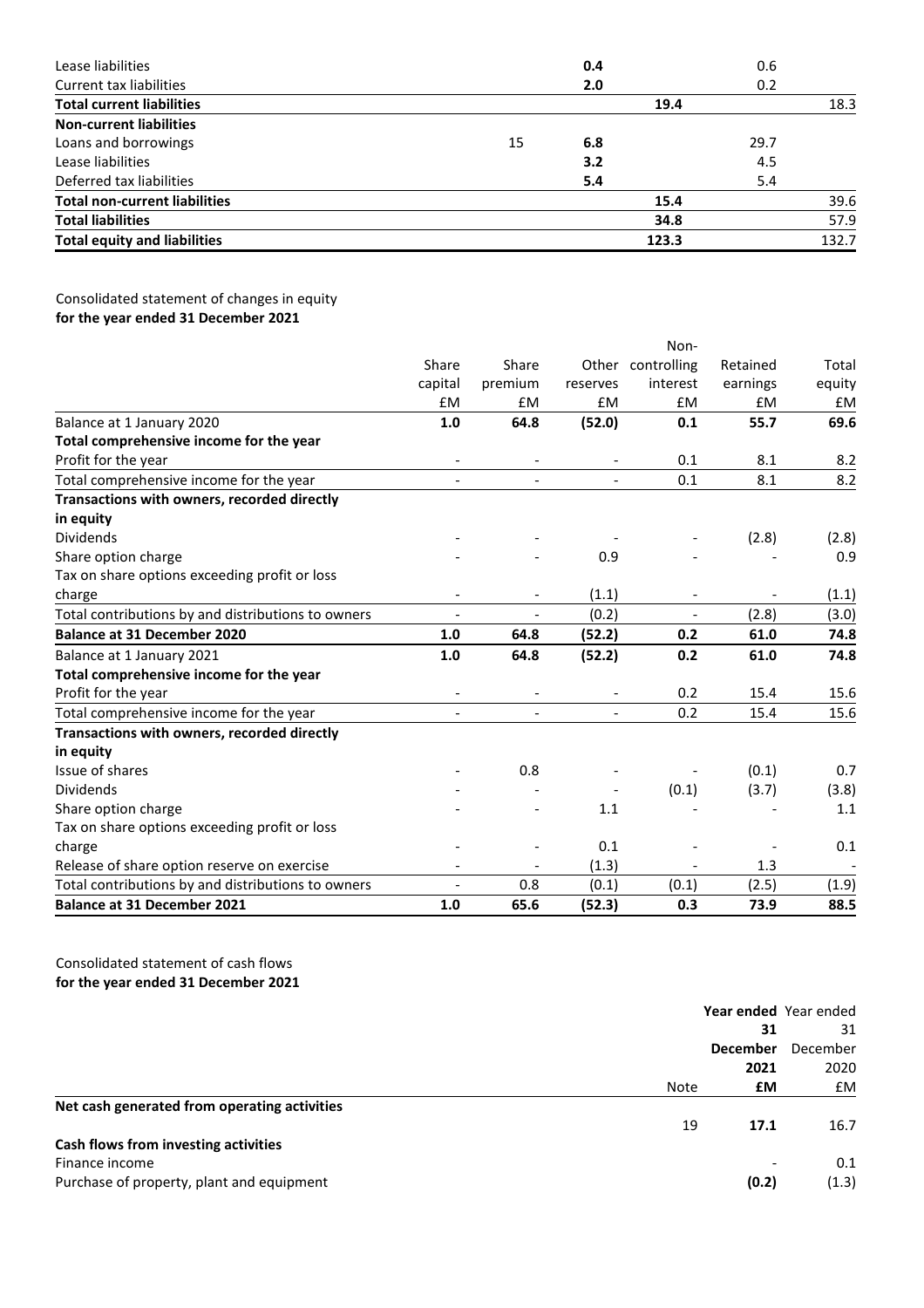|  |  |  |  |  |  |
|---|---|---|---|---|---|
| Lease liabilities |  | **0.4** |  | 0.6 |  |
| Current tax liabilities |  | **2.0** |  | 0.2 |  |
| **Total current liabilities** |  |  | **19.4** |  | 18.3 |
| **Non-current liabilities** |  |  |  |  |  |
| Loans and borrowings | 15 | **6.8** |  | 29.7 |  |
| Lease liabilities |  | **3.2** |  | 4.5 |  |
| Deferred tax liabilities |  | **5.4** |  | 5.4 |  |
| **Total non-current liabilities** |  |  | **15.4** |  | 39.6 |
| **Total liabilities** |  |  | **34.8** |  | 57.9 |
| **Total equity and liabilities** |  |  | **123.3** |  | 132.7 |

Consolidated statement of changes in equity
**for the year ended 31 December 2021**

|  | Share capital £M | Share premium £M | Other reserves £M | Non-controlling interest £M | Retained earnings £M | Total equity £M |
|---|---|---|---|---|---|---|
| Balance at 1 January 2020 | **1.0** | **64.8** | **(52.0)** | **0.1** | **55.7** | **69.6** |
| **Total comprehensive income for the year** |  |  |  |  |  |  |
| Profit for the year | - | - | - | 0.1 | 8.1 | 8.2 |
| Total comprehensive income for the year | - | - | - | 0.1 | 8.1 | 8.2 |
| **Transactions with owners, recorded directly in equity** |  |  |  |  |  |  |
| Dividends | - | - | - | - | (2.8) | (2.8) |
| Share option charge | - | - | 0.9 | - | - | 0.9 |
| Tax on share options exceeding profit or loss charge | - | - | (1.1) | - | - | (1.1) |
| Total contributions by and distributions to owners | - | - | (0.2) | - | (2.8) | (3.0) |
| **Balance at 31 December 2020** | **1.0** | **64.8** | **(52.2)** | **0.2** | **61.0** | **74.8** |
| Balance at 1 January 2021 | **1.0** | **64.8** | **(52.2)** | **0.2** | **61.0** | **74.8** |
| **Total comprehensive income for the year** |  |  |  |  |  |  |
| Profit for the year | - | - | - | 0.2 | 15.4 | 15.6 |
| Total comprehensive income for the year | - | - | - | 0.2 | 15.4 | 15.6 |
| **Transactions with owners, recorded directly in equity** |  |  |  |  |  |  |
| Issue of shares | - | 0.8 | - | - | (0.1) | 0.7 |
| Dividends | - | - | - | (0.1) | (3.7) | (3.8) |
| Share option charge | - | - | 1.1 | - | - | 1.1 |
| Tax on share options exceeding profit or loss charge | - | - | 0.1 | - | - | 0.1 |
| Release of share option reserve on exercise | - | - | (1.3) | - | 1.3 | - |
| Total contributions by and distributions to owners | - | 0.8 | (0.1) | (0.1) | (2.5) | (1.9) |
| **Balance at 31 December 2021** | **1.0** | **65.6** | **(52.3)** | **0.3** | **73.9** | **88.5** |

Consolidated statement of cash flows
**for the year ended 31 December 2021**

|  | Note | **Year ended 31 December 2021 £M** | Year ended 31 December 2020 £M |
|---|---|---|---|
| **Net cash generated from operating activities** | 19 | **17.1** | 16.7 |
| **Cash flows from investing activities** |  |  |  |
| Finance income |  | - | 0.1 |
| Purchase of property, plant and equipment |  | **(0.2)** | (1.3) |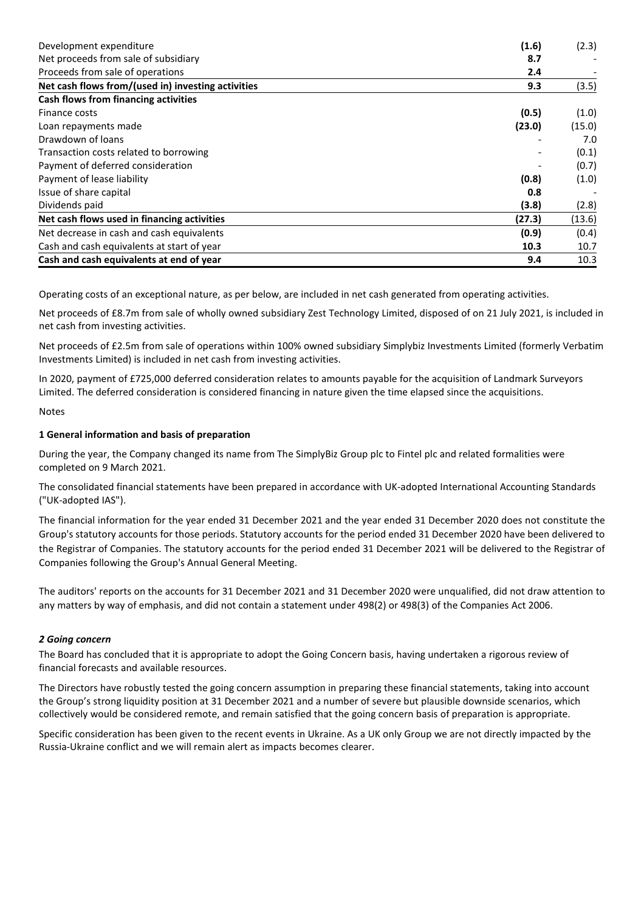| | | |
|---|---|---|
| Development expenditure | **(1.6)** | (2.3) |
| Net proceeds from sale of subsidiary | **8.7** | - |
| Proceeds from sale of operations | **2.4** | - |
| **Net cash flows from/(used in) investing activities** | **9.3** | (3.5) |
| **Cash flows from financing activities** | | |
| Finance costs | **(0.5)** | (1.0) |
| Loan repayments made | **(23.0)** | (15.0) |
| Drawdown of loans | - | 7.0 |
| Transaction costs related to borrowing | - | (0.1) |
| Payment of deferred consideration | - | (0.7) |
| Payment of lease liability | **(0.8)** | (1.0) |
| Issue of share capital | **0.8** | - |
| Dividends paid | **(3.8)** | (2.8) |
| **Net cash flows used in financing activities** | **(27.3)** | (13.6) |
| Net decrease in cash and cash equivalents | **(0.9)** | (0.4) |
| Cash and cash equivalents at start of year | **10.3** | 10.7 |
| **Cash and cash equivalents at end of year** | **9.4** | 10.3 |

Operating costs of an exceptional nature, as per below, are included in net cash generated from operating activities.

Net proceeds of £8.7m from sale of wholly owned subsidiary Zest Technology Limited, disposed of on 21 July 2021, is included in net cash from investing activities.

Net proceeds of £2.5m from sale of operations within 100% owned subsidiary Simplybiz Investments Limited (formerly Verbatim Investments Limited) is included in net cash from investing activities.

In 2020, payment of £725,000 deferred consideration relates to amounts payable for the acquisition of Landmark Surveyors Limited. The deferred consideration is considered financing in nature given the time elapsed since the acquisitions.

Notes

**1 General information and basis of preparation**

During the year, the Company changed its name from The SimplyBiz Group plc to Fintel plc and related formalities were completed on 9 March 2021.

The consolidated financial statements have been prepared in accordance with UK-adopted International Accounting Standards ("UK-adopted IAS").

The financial information for the year ended 31 December 2021 and the year ended 31 December 2020 does not constitute the Group's statutory accounts for those periods. Statutory accounts for the period ended 31 December 2020 have been delivered to the Registrar of Companies. The statutory accounts for the period ended 31 December 2021 will be delivered to the Registrar of Companies following the Group's Annual General Meeting.

The auditors' reports on the accounts for 31 December 2021 and 31 December 2020 were unqualified, did not draw attention to any matters by way of emphasis, and did not contain a statement under 498(2) or 498(3) of the Companies Act 2006.

***2 Going concern***

The Board has concluded that it is appropriate to adopt the Going Concern basis, having undertaken a rigorous review of financial forecasts and available resources.

The Directors have robustly tested the going concern assumption in preparing these financial statements, taking into account the Group's strong liquidity position at 31 December 2021 and a number of severe but plausible downside scenarios, which collectively would be considered remote, and remain satisfied that the going concern basis of preparation is appropriate.

Specific consideration has been given to the recent events in Ukraine. As a UK only Group we are not directly impacted by the Russia-Ukraine conflict and we will remain alert as impacts becomes clearer.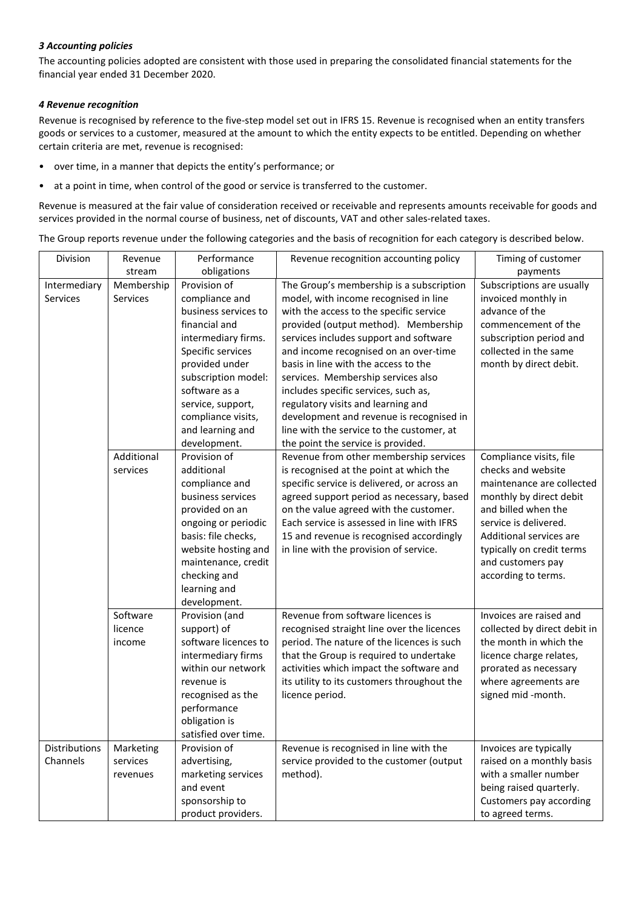### *3 Accounting policies*

The accounting policies adopted are consistent with those used in preparing the consolidated financial statements for the financial year ended 31 December 2020.

### *4 Revenue recognition*

Revenue is recognised by reference to the five-step model set out in IFRS 15. Revenue is recognised when an entity transfers goods or services to a customer, measured at the amount to which the entity expects to be entitled. Depending on whether certain criteria are met, revenue is recognised:

- over time, in a manner that depicts the entity's performance; or
- at a point in time, when control of the good or service is transferred to the customer.

Revenue is measured at the fair value of consideration received or receivable and represents amounts receivable for goods and services provided in the normal course of business, net of discounts, VAT and other sales-related taxes.

The Group reports revenue under the following categories and the basis of recognition for each category is described below.

| Division | Revenue stream | Performance obligations | Revenue recognition accounting policy | Timing of customer payments |
|---|---|---|---|---|
| Intermediary Services | Membership Services | Provision of compliance and business services to financial and intermediary firms. Specific services provided under subscription model: software as a service, support, compliance visits, and learning and development. | The Group's membership is a subscription model, with income recognised in line with the access to the specific service provided (output method). Membership services includes support and software and income recognised on an over-time basis in line with the access to the services. Membership services also includes specific services, such as, regulatory visits and learning and development and revenue is recognised in line with the service to the customer, at the point the service is provided. | Subscriptions are usually invoiced monthly in advance of the commencement of the subscription period and collected in the same month by direct debit. |
| | Additional services | Provision of additional compliance and business services provided on an ongoing or periodic basis: file checks, website hosting and maintenance, credit checking and learning and development. | Revenue from other membership services is recognised at the point at which the specific service is delivered, or across an agreed support period as necessary, based on the value agreed with the customer. Each service is assessed in line with IFRS 15 and revenue is recognised accordingly in line with the provision of service. | Compliance visits, file checks and website maintenance are collected monthly by direct debit and billed when the service is delivered. Additional services are typically on credit terms and customers pay according to terms. |
| | Software licence income | Provision (and support) of software licences to intermediary firms within our network revenue is recognised as the performance obligation is satisfied over time. | Revenue from software licences is recognised straight line over the licences period. The nature of the licences is such that the Group is required to undertake activities which impact the software and its utility to its customers throughout the licence period. | Invoices are raised and collected by direct debit in the month in which the licence charge relates, prorated as necessary where agreements are signed mid -month. |
| Distributions Channels | Marketing services revenues | Provision of advertising, marketing services and event sponsorship to product providers. | Revenue is recognised in line with the service provided to the customer (output method). | Invoices are typically raised on a monthly basis with a smaller number being raised quarterly. Customers pay according to agreed terms. |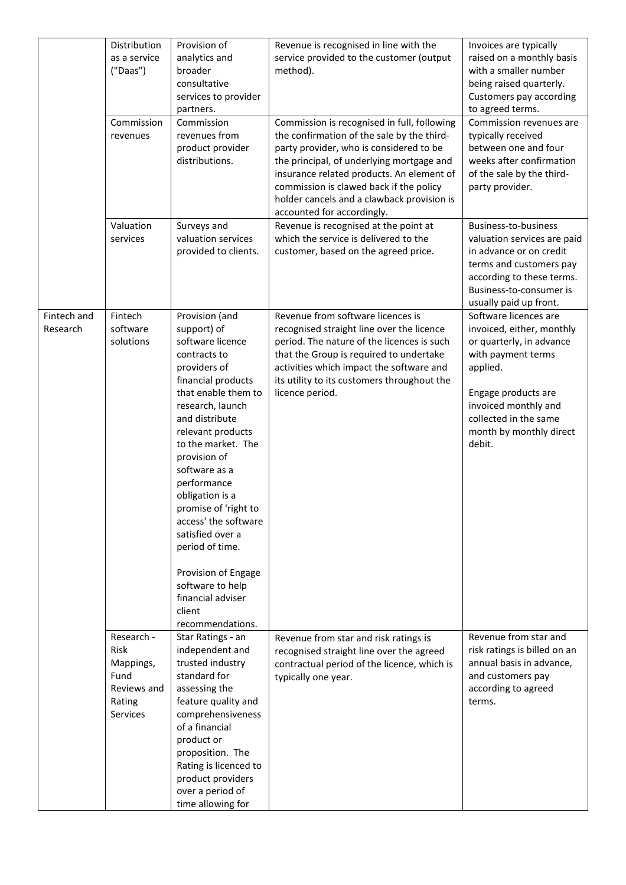| | | | | |
|---|---|---|---|---|
| | Distribution as a service ("Daas") | Provision of analytics and broader consultative services to provider partners. | Revenue is recognised in line with the service provided to the customer (output method). | Invoices are typically raised on a monthly basis with a smaller number being raised quarterly. Customers pay according to agreed terms. |
| | Commission revenues | Commission revenues from product provider distributions. | Commission is recognised in full, following the confirmation of the sale by the third-party provider, who is considered to be the principal, of underlying mortgage and insurance related products. An element of commission is clawed back if the policy holder cancels and a clawback provision is accounted for accordingly. | Commission revenues are typically received between one and four weeks after confirmation of the sale by the third-party provider. |
| | Valuation services | Surveys and valuation services provided to clients. | Revenue is recognised at the point at which the service is delivered to the customer, based on the agreed price. | Business-to-business valuation services are paid in advance or on credit terms and customers pay according to these terms. Business-to-consumer is usually paid up front. |
| Fintech and Research | Fintech software solutions | Provision (and support) of software licence contracts to providers of financial products that enable them to research, launch and distribute relevant products to the market. The provision of software as a performance obligation is a promise of 'right to access' the software satisfied over a period of time.<br><br>Provision of Engage software to help financial adviser client recommendations. | Revenue from software licences is recognised straight line over the licence period. The nature of the licences is such that the Group is required to undertake activities which impact the software and its utility to its customers throughout the licence period. | Software licences are invoiced, either, monthly or quarterly, in advance with payment terms applied.<br><br>Engage products are invoiced monthly and collected in the same month by monthly direct debit. |
| | Research - Risk Mappings, Fund Reviews and Rating Services | Star Ratings - an independent and trusted industry standard for assessing the feature quality and comprehensiveness of a financial product or proposition. The Rating is licenced to product providers over a period of time allowing for | Revenue from star and risk ratings is recognised straight line over the agreed contractual period of the licence, which is typically one year. | Revenue from star and risk ratings is billed on an annual basis in advance, and customers pay according to agreed terms. |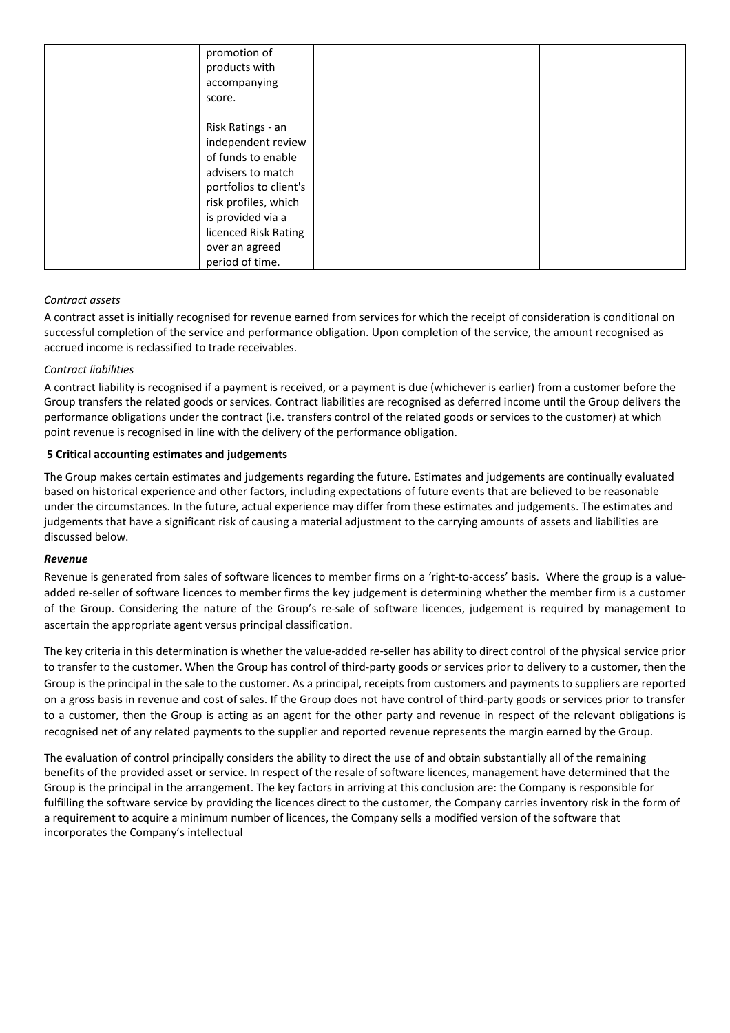| | | promotion of products with accompanying score.<br><br>Risk Ratings - an independent review of funds to enable advisers to match portfolios to client's risk profiles, which is provided via a licenced Risk Rating over an agreed period of time. | | |
|---|---|---|---|---|

*Contract assets*

A contract asset is initially recognised for revenue earned from services for which the receipt of consideration is conditional on successful completion of the service and performance obligation. Upon completion of the service, the amount recognised as accrued income is reclassified to trade receivables.

*Contract liabilities*

A contract liability is recognised if a payment is received, or a payment is due (whichever is earlier) from a customer before the Group transfers the related goods or services. Contract liabilities are recognised as deferred income until the Group delivers the performance obligations under the contract (i.e. transfers control of the related goods or services to the customer) at which point revenue is recognised in line with the delivery of the performance obligation.

## 5 Critical accounting estimates and judgements

The Group makes certain estimates and judgements regarding the future. Estimates and judgements are continually evaluated based on historical experience and other factors, including expectations of future events that are believed to be reasonable under the circumstances. In the future, actual experience may differ from these estimates and judgements. The estimates and judgements that have a significant risk of causing a material adjustment to the carrying amounts of assets and liabilities are discussed below.

***Revenue***

Revenue is generated from sales of software licences to member firms on a 'right-to-access' basis. Where the group is a value-added re-seller of software licences to member firms the key judgement is determining whether the member firm is a customer of the Group. Considering the nature of the Group's re-sale of software licences, judgement is required by management to ascertain the appropriate agent versus principal classification.

The key criteria in this determination is whether the value-added re-seller has ability to direct control of the physical service prior to transfer to the customer. When the Group has control of third-party goods or services prior to delivery to a customer, then the Group is the principal in the sale to the customer. As a principal, receipts from customers and payments to suppliers are reported on a gross basis in revenue and cost of sales. If the Group does not have control of third-party goods or services prior to transfer to a customer, then the Group is acting as an agent for the other party and revenue in respect of the relevant obligations is recognised net of any related payments to the supplier and reported revenue represents the margin earned by the Group.

The evaluation of control principally considers the ability to direct the use of and obtain substantially all of the remaining benefits of the provided asset or service. In respect of the resale of software licences, management have determined that the Group is the principal in the arrangement. The key factors in arriving at this conclusion are: the Company is responsible for fulfilling the software service by providing the licences direct to the customer, the Company carries inventory risk in the form of a requirement to acquire a minimum number of licences, the Company sells a modified version of the software that incorporates the Company's intellectual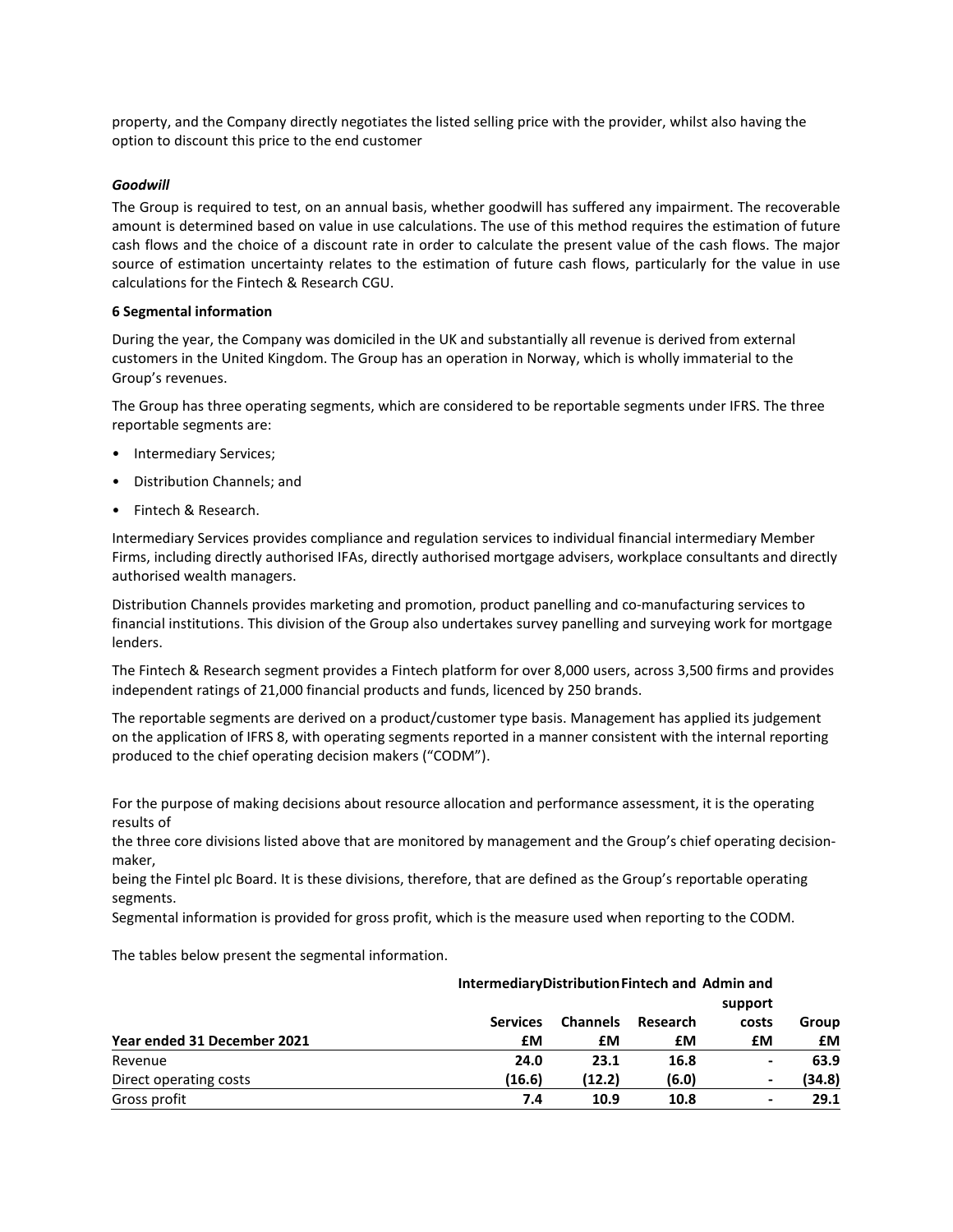property, and the Company directly negotiates the listed selling price with the provider, whilst also having the option to discount this price to the end customer

***Goodwill***

The Group is required to test, on an annual basis, whether goodwill has suffered any impairment. The recoverable amount is determined based on value in use calculations. The use of this method requires the estimation of future cash flows and the choice of a discount rate in order to calculate the present value of the cash flows. The major source of estimation uncertainty relates to the estimation of future cash flows, particularly for the value in use calculations for the Fintech & Research CGU.

**6 Segmental information**

During the year, the Company was domiciled in the UK and substantially all revenue is derived from external customers in the United Kingdom. The Group has an operation in Norway, which is wholly immaterial to the Group's revenues.

The Group has three operating segments, which are considered to be reportable segments under IFRS. The three reportable segments are:

- Intermediary Services;
- Distribution Channels; and
- Fintech & Research.

Intermediary Services provides compliance and regulation services to individual financial intermediary Member Firms, including directly authorised IFAs, directly authorised mortgage advisers, workplace consultants and directly authorised wealth managers.

Distribution Channels provides marketing and promotion, product panelling and co-manufacturing services to financial institutions. This division of the Group also undertakes survey panelling and surveying work for mortgage lenders.

The Fintech & Research segment provides a Fintech platform for over 8,000 users, across 3,500 firms and provides independent ratings of 21,000 financial products and funds, licenced by 250 brands.

The reportable segments are derived on a product/customer type basis. Management has applied its judgement on the application of IFRS 8, with operating segments reported in a manner consistent with the internal reporting produced to the chief operating decision makers ("CODM").

For the purpose of making decisions about resource allocation and performance assessment, it is the operating results of the three core divisions listed above that are monitored by management and the Group's chief operating decision-maker, being the Fintel plc Board. It is these divisions, therefore, that are defined as the Group's reportable operating segments.
Segmental information is provided for gross profit, which is the measure used when reporting to the CODM.

The tables below present the segmental information.

| Year ended 31 December 2021 | Intermediary Services £M | Distribution Channels £M | Fintech and Research £M | Admin and support costs £M | Group £M |
|---|---|---|---|---|---|
| Revenue | **24.0** | **23.1** | **16.8** | **-** | **63.9** |
| Direct operating costs | **(16.6)** | **(12.2)** | **(6.0)** | **-** | **(34.8)** |
| Gross profit | **7.4** | **10.9** | **10.8** | **-** | **29.1** |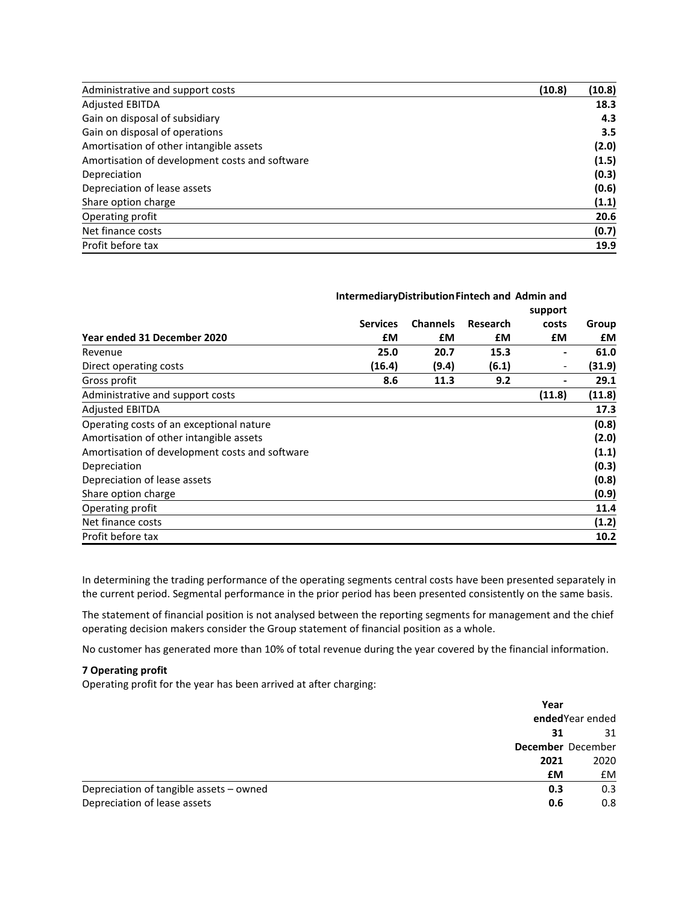| | | | | | |
|---|---|---|---|---|---|
| Administrative and support costs | | | | **(10.8)** | **(10.8)** |
| Adjusted EBITDA | | | | | **18.3** |
| Gain on disposal of subsidiary | | | | | **4.3** |
| Gain on disposal of operations | | | | | **3.5** |
| Amortisation of other intangible assets | | | | | **(2.0)** |
| Amortisation of development costs and software | | | | | **(1.5)** |
| Depreciation | | | | | **(0.3)** |
| Depreciation of lease assets | | | | | **(0.6)** |
| Share option charge | | | | | **(1.1)** |
| Operating profit | | | | | **20.6** |
| Net finance costs | | | | | **(0.7)** |
| Profit before tax | | | | | **19.9** |

| | **Intermediary** | **Distribution** | **Fintech and** | **Admin and support** | |
|---|---|---|---|---|---|
| | **Services** | **Channels** | **Research** | **costs** | **Group** |
| **Year ended 31 December 2020** | **£M** | **£M** | **£M** | **£M** | **£M** |
| Revenue | **25.0** | **20.7** | **15.3** | **-** | **61.0** |
| Direct operating costs | **(16.4)** | **(9.4)** | **(6.1)** | - | **(31.9)** |
| Gross profit | **8.6** | **11.3** | **9.2** | **-** | **29.1** |
| Administrative and support costs | | | | **(11.8)** | **(11.8)** |
| Adjusted EBITDA | | | | | **17.3** |
| Operating costs of an exceptional nature | | | | | **(0.8)** |
| Amortisation of other intangible assets | | | | | **(2.0)** |
| Amortisation of development costs and software | | | | | **(1.1)** |
| Depreciation | | | | | **(0.3)** |
| Depreciation of lease assets | | | | | **(0.8)** |
| Share option charge | | | | | **(0.9)** |
| Operating profit | | | | | **11.4** |
| Net finance costs | | | | | **(1.2)** |
| Profit before tax | | | | | **10.2** |

In determining the trading performance of the operating segments central costs have been presented separately in the current period. Segmental performance in the prior period has been presented consistently on the same basis.

The statement of financial position is not analysed between the reporting segments for management and the chief operating decision makers consider the Group statement of financial position as a whole.

No customer has generated more than 10% of total revenue during the year covered by the financial information.

**7 Operating profit**

Operating profit for the year has been arrived at after charging:

| | **Year ended 31 December 2021** | Year ended 31 December 2020 |
|---|---|---|
| | **£M** | £M |
| Depreciation of tangible assets – owned | **0.3** | 0.3 |
| Depreciation of lease assets | **0.6** | 0.8 |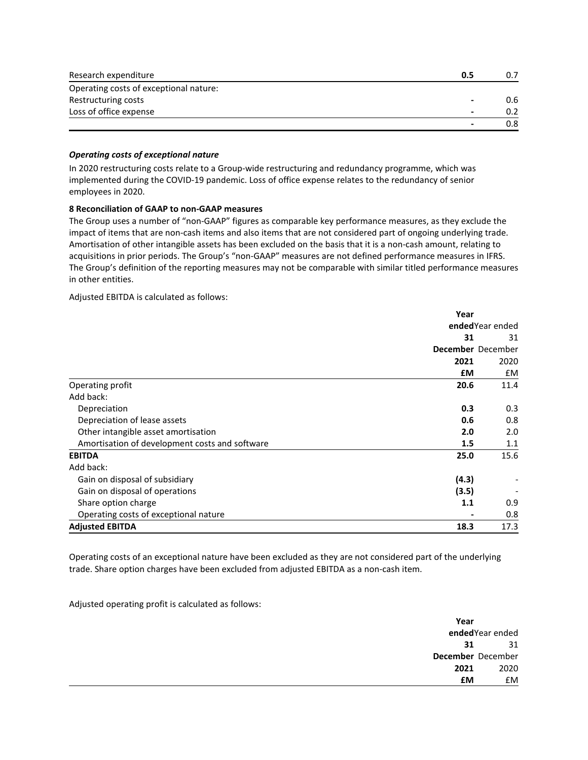| | | |
|---|---|---|
| Research expenditure | **0.5** | 0.7 |
| Operating costs of exceptional nature: | | |
| Restructuring costs | **-** | 0.6 |
| Loss of office expense | **-** | 0.2 |
| | **-** | 0.8 |

***Operating costs of exceptional nature***

In 2020 restructuring costs relate to a Group-wide restructuring and redundancy programme, which was implemented during the COVID-19 pandemic. Loss of office expense relates to the redundancy of senior employees in 2020.

**8 Reconciliation of GAAP to non-GAAP measures**

The Group uses a number of "non-GAAP" figures as comparable key performance measures, as they exclude the impact of items that are non-cash items and also items that are not considered part of ongoing underlying trade. Amortisation of other intangible assets has been excluded on the basis that it is a non-cash amount, relating to acquisitions in prior periods. The Group's "non-GAAP" measures are not defined performance measures in IFRS. The Group's definition of the reporting measures may not be comparable with similar titled performance measures in other entities.

Adjusted EBITDA is calculated as follows:

| | **Year ended 31 December 2021 £M** | Year ended 31 December 2020 £M |
|---|---|---|
| Operating profit | **20.6** | 11.4 |
| Add back: | | |
| Depreciation | **0.3** | 0.3 |
| Depreciation of lease assets | **0.6** | 0.8 |
| Other intangible asset amortisation | **2.0** | 2.0 |
| Amortisation of development costs and software | **1.5** | 1.1 |
| **EBITDA** | **25.0** | 15.6 |
| Add back: | | |
| Gain on disposal of subsidiary | **(4.3)** | - |
| Gain on disposal of operations | **(3.5)** | - |
| Share option charge | **1.1** | 0.9 |
| Operating costs of exceptional nature | **-** | 0.8 |
| **Adjusted EBITDA** | **18.3** | 17.3 |

Operating costs of an exceptional nature have been excluded as they are not considered part of the underlying trade. Share option charges have been excluded from adjusted EBITDA as a non-cash item.

Adjusted operating profit is calculated as follows:

| | **Year ended 31 December 2021 £M** | Year ended 31 December 2020 £M |
|---|---|---|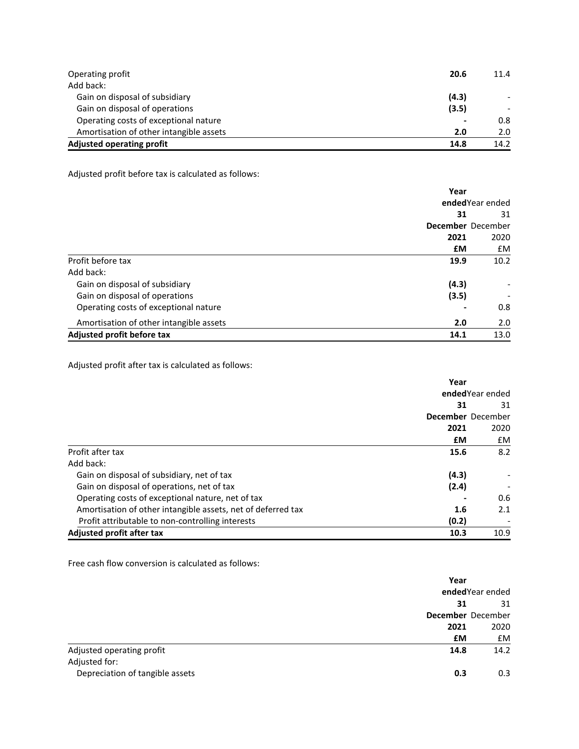| | | |
|---|---|---|
| Operating profit | **20.6** | 11.4 |
| Add back: | | |
| Gain on disposal of subsidiary | **(4.3)** | - |
| Gain on disposal of operations | **(3.5)** | - |
| Operating costs of exceptional nature | **-** | 0.8 |
| Amortisation of other intangible assets | **2.0** | 2.0 |
| **Adjusted operating profit** | **14.8** | 14.2 |

Adjusted profit before tax is calculated as follows:

| | Year ended 31 December 2021 £M | Year ended 31 December 2020 £M |
|---|---|---|
| Profit before tax | **19.9** | 10.2 |
| Add back: | | |
| Gain on disposal of subsidiary | **(4.3)** | - |
| Gain on disposal of operations | **(3.5)** | - |
| Operating costs of exceptional nature | **-** | 0.8 |
| Amortisation of other intangible assets | **2.0** | 2.0 |
| **Adjusted profit before tax** | **14.1** | 13.0 |

Adjusted profit after tax is calculated as follows:

| | Year ended 31 December 2021 £M | Year ended 31 December 2020 £M |
|---|---|---|
| Profit after tax | **15.6** | 8.2 |
| Add back: | | |
| Gain on disposal of subsidiary, net of tax | **(4.3)** | - |
| Gain on disposal of operations, net of tax | **(2.4)** | - |
| Operating costs of exceptional nature, net of tax | **-** | 0.6 |
| Amortisation of other intangible assets, net of deferred tax | **1.6** | 2.1 |
| Profit attributable to non-controlling interests | **(0.2)** | - |
| **Adjusted profit after tax** | **10.3** | 10.9 |

Free cash flow conversion is calculated as follows:

| | Year ended 31 December 2021 £M | Year ended 31 December 2020 £M |
|---|---|---|
| Adjusted operating profit | **14.8** | 14.2 |
| Adjusted for: | | |
| Depreciation of tangible assets | **0.3** | 0.3 |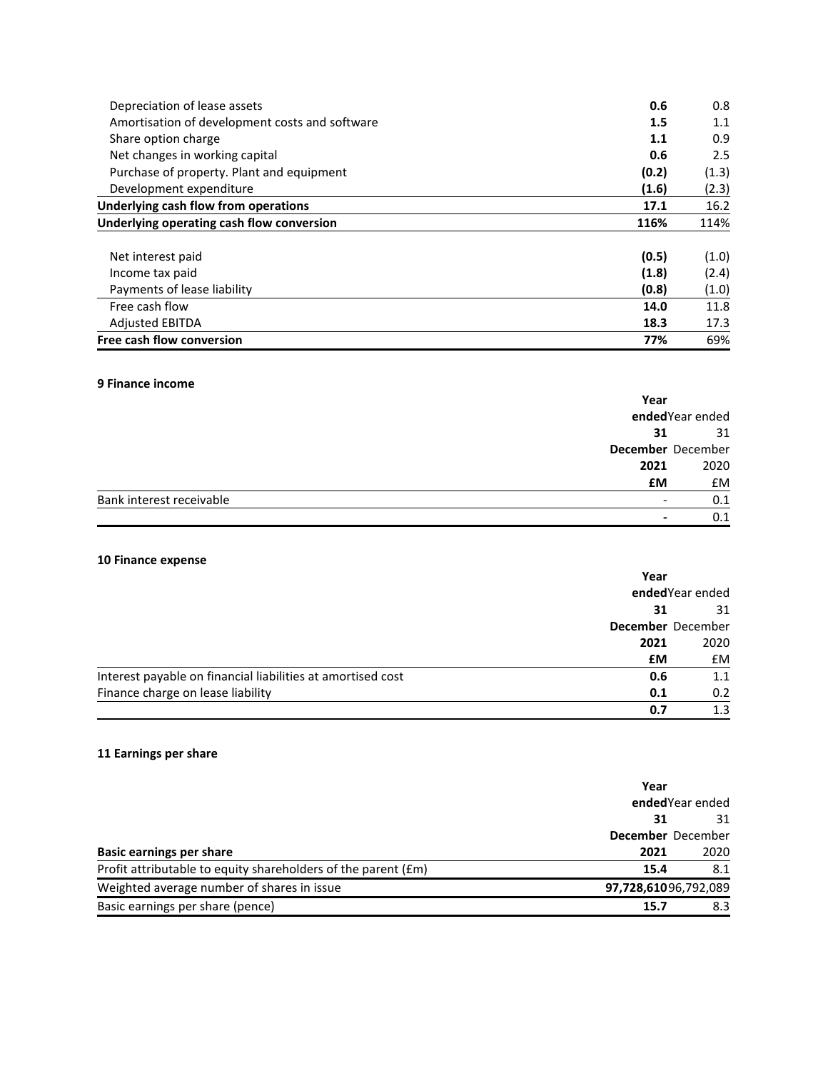| | | |
|---|---|---|
| Depreciation of lease assets | **0.6** | 0.8 |
| Amortisation of development costs and software | **1.5** | 1.1 |
| Share option charge | **1.1** | 0.9 |
| Net changes in working capital | **0.6** | 2.5 |
| Purchase of property. Plant and equipment | **(0.2)** | (1.3) |
| Development expenditure | **(1.6)** | (2.3) |
| **Underlying cash flow from operations** | **17.1** | 16.2 |
| **Underlying operating cash flow conversion** | **116%** | 114% |
| | | |
| Net interest paid | **(0.5)** | (1.0) |
| Income tax paid | **(1.8)** | (2.4) |
| Payments of lease liability | **(0.8)** | (1.0) |
| Free cash flow | **14.0** | 11.8 |
| Adjusted EBITDA | **18.3** | 17.3 |
| **Free cash flow conversion** | **77%** | 69% |

**9 Finance income**

| | **Year ended 31 December 2021 £M** | Year ended 31 December 2020 £M |
|---|---|---|
| Bank interest receivable | - | 0.1 |
| | **-** | 0.1 |

**10 Finance expense**

| | **Year ended 31 December 2021 £M** | Year ended 31 December 2020 £M |
|---|---|---|
| Interest payable on financial liabilities at amortised cost | **0.6** | 1.1 |
| Finance charge on lease liability | **0.1** | 0.2 |
| | **0.7** | 1.3 |

**11 Earnings per share**

| **Basic earnings per share** | **Year ended 31 December 2021** | Year ended 31 December 2020 |
|---|---|---|
| Profit attributable to equity shareholders of the parent (£m) | **15.4** | 8.1 |
| Weighted average number of shares in issue | **97,728,610** | 96,792,089 |
| Basic earnings per share (pence) | **15.7** | 8.3 |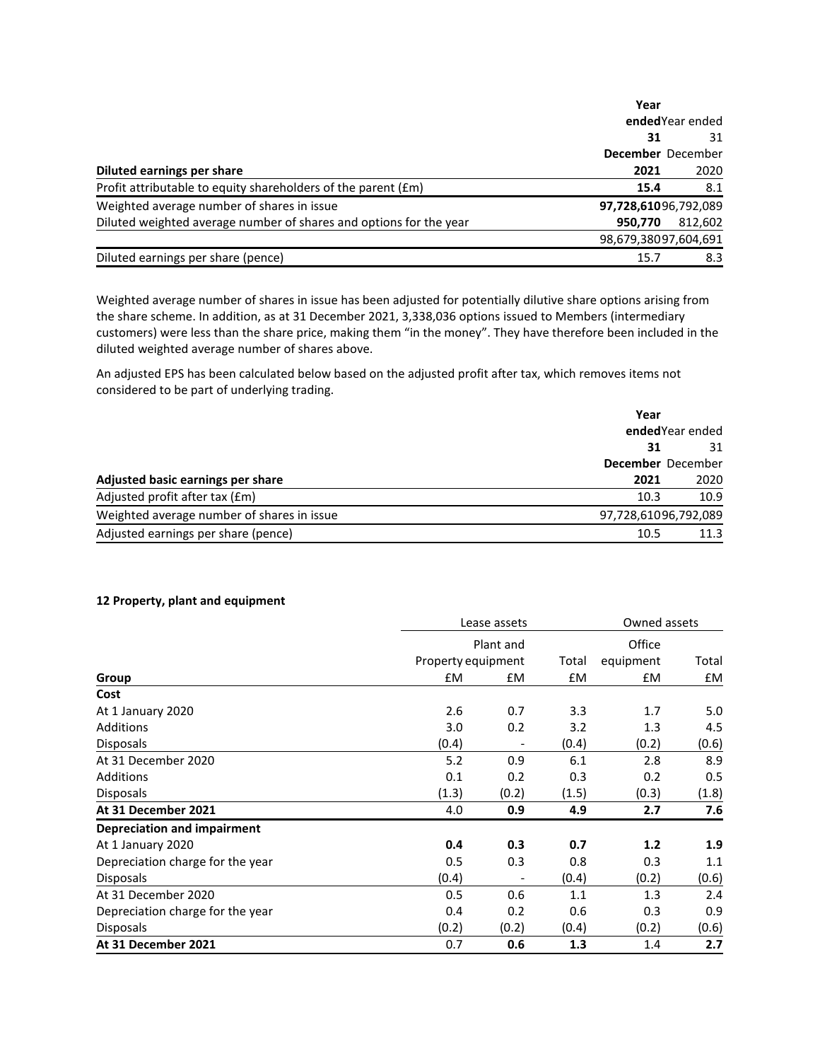| Diluted earnings per share | Year ended 31 December 2021 | Year ended 31 December 2020 |
|---|---|---|
| Profit attributable to equity shareholders of the parent (£m) | **15.4** | 8.1 |
| Weighted average number of shares in issue | **97,728,610** | 96,792,089 |
| Diluted weighted average number of shares and options for the year | **950,770** | 812,602 |
| | 98,679,380 | 97,604,691 |
| Diluted earnings per share (pence) | 15.7 | 8.3 |

Weighted average number of shares in issue has been adjusted for potentially dilutive share options arising from the share scheme. In addition, as at 31 December 2021, 3,338,036 options issued to Members (intermediary customers) were less than the share price, making them "in the money". They have therefore been included in the diluted weighted average number of shares above.

An adjusted EPS has been calculated below based on the adjusted profit after tax, which removes items not considered to be part of underlying trading.

| Adjusted basic earnings per share | Year ended 31 December 2021 | Year ended 31 December 2020 |
|---|---|---|
| Adjusted profit after tax (£m) | 10.3 | 10.9 |
| Weighted average number of shares in issue | 97,728,610 | 96,792,089 |
| Adjusted earnings per share (pence) | 10.5 | 11.3 |

### 12 Property, plant and equipment

| | Lease assets | | | Owned assets | |
|---|---|---|---|---|---|
| | Property | Plant and equipment | Total | Office equipment | Total |
| **Group** | £M | £M | £M | £M | £M |
| **Cost** | | | | | |
| At 1 January 2020 | 2.6 | 0.7 | 3.3 | 1.7 | 5.0 |
| Additions | 3.0 | 0.2 | 3.2 | 1.3 | 4.5 |
| Disposals | (0.4) | - | (0.4) | (0.2) | (0.6) |
| At 31 December 2020 | 5.2 | 0.9 | 6.1 | 2.8 | 8.9 |
| Additions | 0.1 | 0.2 | 0.3 | 0.2 | 0.5 |
| Disposals | (1.3) | (0.2) | (1.5) | (0.3) | (1.8) |
| **At 31 December 2021** | 4.0 | **0.9** | **4.9** | **2.7** | **7.6** |
| **Depreciation and impairment** | | | | | |
| At 1 January 2020 | **0.4** | **0.3** | **0.7** | **1.2** | **1.9** |
| Depreciation charge for the year | 0.5 | 0.3 | 0.8 | 0.3 | 1.1 |
| Disposals | (0.4) | - | (0.4) | (0.2) | (0.6) |
| At 31 December 2020 | 0.5 | 0.6 | 1.1 | 1.3 | 2.4 |
| Depreciation charge for the year | 0.4 | 0.2 | 0.6 | 0.3 | 0.9 |
| Disposals | (0.2) | (0.2) | (0.4) | (0.2) | (0.6) |
| **At 31 December 2021** | 0.7 | **0.6** | **1.3** | 1.4 | **2.7** |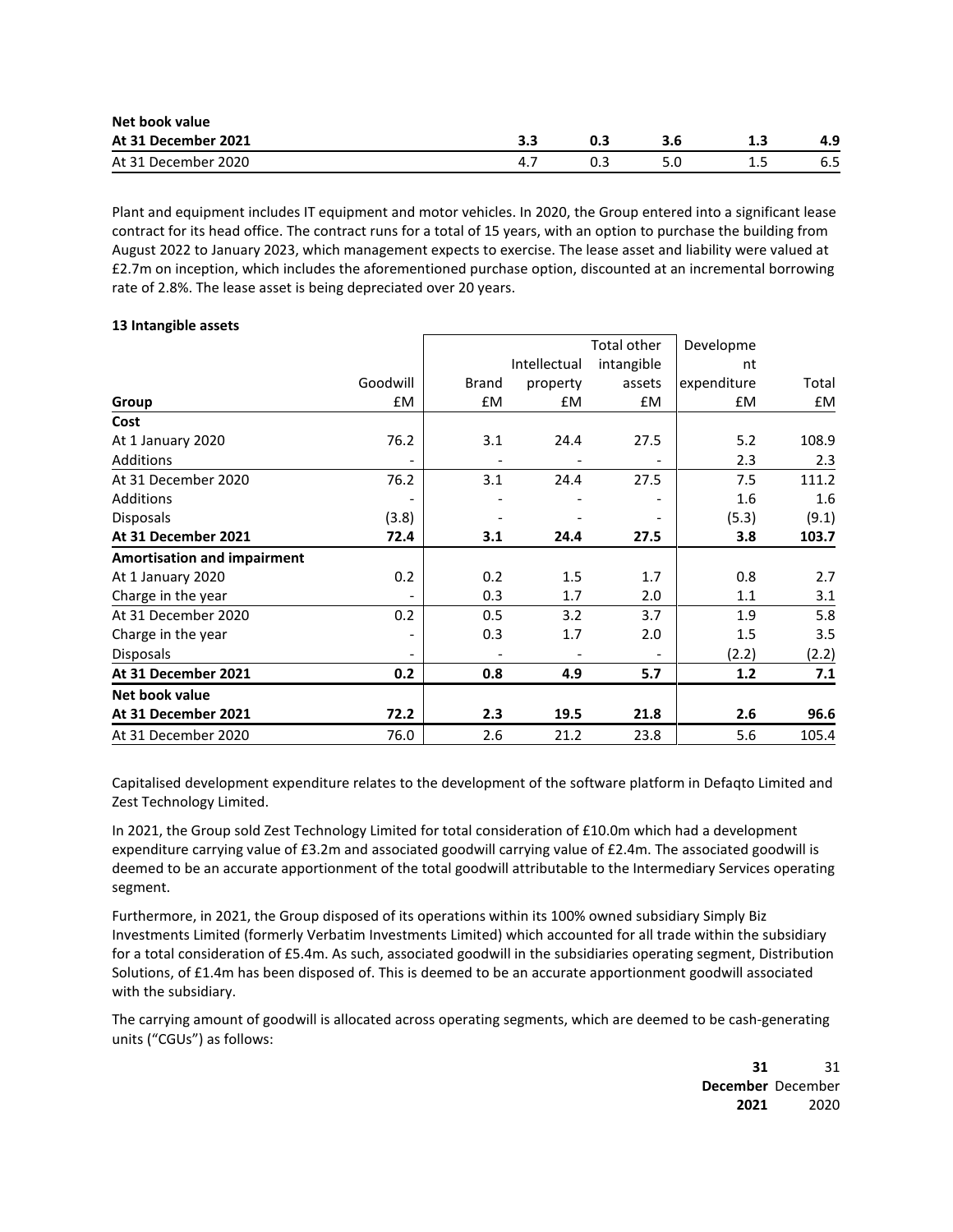| Net book value | | | | | |
|---|---|---|---|---|---|
| **At 31 December 2021** | **3.3** | **0.3** | **3.6** | **1.3** | **4.9** |
| At 31 December 2020 | 4.7 | 0.3 | 5.0 | 1.5 | 6.5 |

Plant and equipment includes IT equipment and motor vehicles. In 2020, the Group entered into a significant lease contract for its head office. The contract runs for a total of 15 years, with an option to purchase the building from August 2022 to January 2023, which management expects to exercise. The lease asset and liability were valued at £2.7m on inception, which includes the aforementioned purchase option, discounted at an incremental borrowing rate of 2.8%. The lease asset is being depreciated over 20 years.

**13 Intangible assets**

| Group | Goodwill £M | Brand £M | Intellectual property £M | Total other intangible assets £M | Development expenditure £M | Total £M |
|---|---|---|---|---|---|---|
| **Cost** | | | | | | |
| At 1 January 2020 | 76.2 | 3.1 | 24.4 | 27.5 | 5.2 | 108.9 |
| Additions | - | - | - | - | 2.3 | 2.3 |
| At 31 December 2020 | 76.2 | 3.1 | 24.4 | 27.5 | 7.5 | 111.2 |
| Additions | - | - | - | - | 1.6 | 1.6 |
| Disposals | (3.8) | - | - | - | (5.3) | (9.1) |
| **At 31 December 2021** | **72.4** | **3.1** | **24.4** | **27.5** | **3.8** | **103.7** |
| **Amortisation and impairment** | | | | | | |
| At 1 January 2020 | 0.2 | 0.2 | 1.5 | 1.7 | 0.8 | 2.7 |
| Charge in the year | - | 0.3 | 1.7 | 2.0 | 1.1 | 3.1 |
| At 31 December 2020 | 0.2 | 0.5 | 3.2 | 3.7 | 1.9 | 5.8 |
| Charge in the year | - | 0.3 | 1.7 | 2.0 | 1.5 | 3.5 |
| Disposals | - | - | - | - | (2.2) | (2.2) |
| **At 31 December 2021** | **0.2** | **0.8** | **4.9** | **5.7** | **1.2** | **7.1** |
| **Net book value** | | | | | | |
| **At 31 December 2021** | **72.2** | **2.3** | **19.5** | **21.8** | **2.6** | **96.6** |
| At 31 December 2020 | 76.0 | 2.6 | 21.2 | 23.8 | 5.6 | 105.4 |

Capitalised development expenditure relates to the development of the software platform in Defaqto Limited and Zest Technology Limited.

In 2021, the Group sold Zest Technology Limited for total consideration of £10.0m which had a development expenditure carrying value of £3.2m and associated goodwill carrying value of £2.4m. The associated goodwill is deemed to be an accurate apportionment of the total goodwill attributable to the Intermediary Services operating segment.

Furthermore, in 2021, the Group disposed of its operations within its 100% owned subsidiary Simply Biz Investments Limited (formerly Verbatim Investments Limited) which accounted for all trade within the subsidiary for a total consideration of £5.4m. As such, associated goodwill in the subsidiaries operating segment, Distribution Solutions, of £1.4m has been disposed of. This is deemed to be an accurate apportionment goodwill associated with the subsidiary.

The carrying amount of goodwill is allocated across operating segments, which are deemed to be cash-generating units ("CGUs") as follows:

| | **31 December 2021** | 31 December 2020 |
|---|---|---|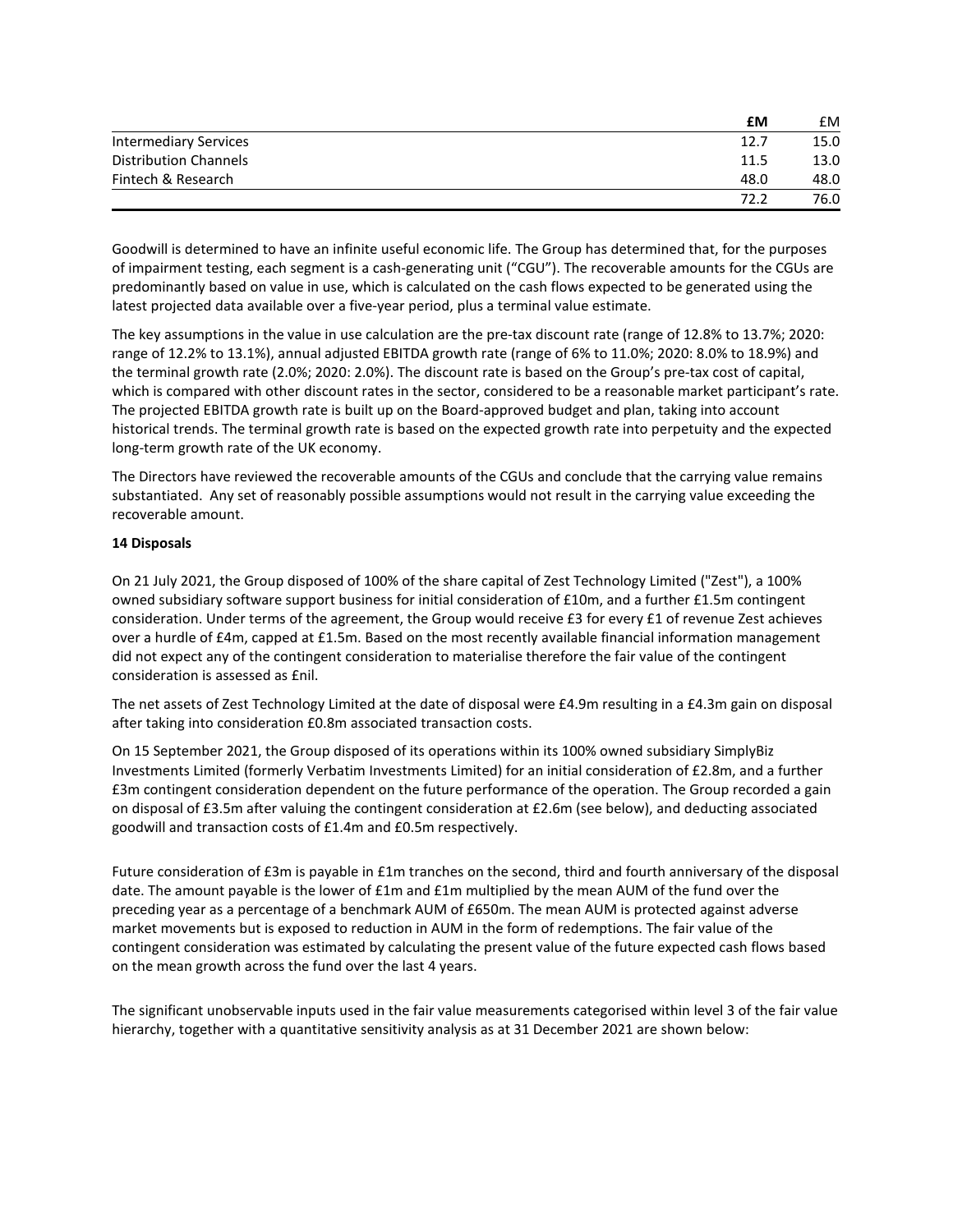| | £M | £M |
|---|---|---|
| Intermediary Services | 12.7 | 15.0 |
| Distribution Channels | 11.5 | 13.0 |
| Fintech & Research | 48.0 | 48.0 |
| | 72.2 | 76.0 |

Goodwill is determined to have an infinite useful economic life. The Group has determined that, for the purposes of impairment testing, each segment is a cash-generating unit ("CGU"). The recoverable amounts for the CGUs are predominantly based on value in use, which is calculated on the cash flows expected to be generated using the latest projected data available over a five-year period, plus a terminal value estimate.

The key assumptions in the value in use calculation are the pre-tax discount rate (range of 12.8% to 13.7%; 2020: range of 12.2% to 13.1%), annual adjusted EBITDA growth rate (range of 6% to 11.0%; 2020: 8.0% to 18.9%) and the terminal growth rate (2.0%; 2020: 2.0%). The discount rate is based on the Group's pre-tax cost of capital, which is compared with other discount rates in the sector, considered to be a reasonable market participant's rate. The projected EBITDA growth rate is built up on the Board-approved budget and plan, taking into account historical trends. The terminal growth rate is based on the expected growth rate into perpetuity and the expected long-term growth rate of the UK economy.

The Directors have reviewed the recoverable amounts of the CGUs and conclude that the carrying value remains substantiated. Any set of reasonably possible assumptions would not result in the carrying value exceeding the recoverable amount.

**14 Disposals**

On 21 July 2021, the Group disposed of 100% of the share capital of Zest Technology Limited ("Zest"), a 100% owned subsidiary software support business for initial consideration of £10m, and a further £1.5m contingent consideration. Under terms of the agreement, the Group would receive £3 for every £1 of revenue Zest achieves over a hurdle of £4m, capped at £1.5m. Based on the most recently available financial information management did not expect any of the contingent consideration to materialise therefore the fair value of the contingent consideration is assessed as £nil.

The net assets of Zest Technology Limited at the date of disposal were £4.9m resulting in a £4.3m gain on disposal after taking into consideration £0.8m associated transaction costs.

On 15 September 2021, the Group disposed of its operations within its 100% owned subsidiary SimplyBiz Investments Limited (formerly Verbatim Investments Limited) for an initial consideration of £2.8m, and a further £3m contingent consideration dependent on the future performance of the operation. The Group recorded a gain on disposal of £3.5m after valuing the contingent consideration at £2.6m (see below), and deducting associated goodwill and transaction costs of £1.4m and £0.5m respectively.

Future consideration of £3m is payable in £1m tranches on the second, third and fourth anniversary of the disposal date. The amount payable is the lower of £1m and £1m multiplied by the mean AUM of the fund over the preceding year as a percentage of a benchmark AUM of £650m. The mean AUM is protected against adverse market movements but is exposed to reduction in AUM in the form of redemptions. The fair value of the contingent consideration was estimated by calculating the present value of the future expected cash flows based on the mean growth across the fund over the last 4 years.

The significant unobservable inputs used in the fair value measurements categorised within level 3 of the fair value hierarchy, together with a quantitative sensitivity analysis as at 31 December 2021 are shown below: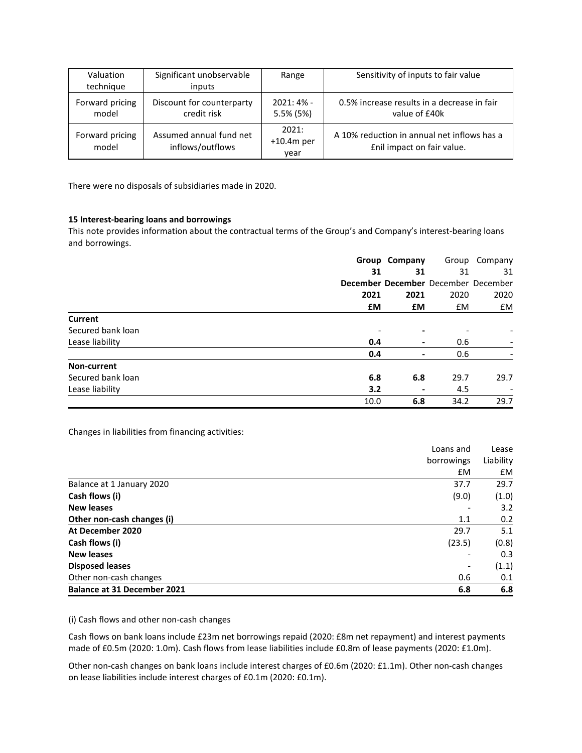| Valuation technique | Significant unobservable inputs | Range | Sensitivity of inputs to fair value |
| --- | --- | --- | --- |
| Forward pricing model | Discount for counterparty credit risk | 2021: 4% - 5.5% (5%) | 0.5% increase results in a decrease in fair value of £40k |
| Forward pricing model | Assumed annual fund net inflows/outflows | 2021: +10.4m per year | A 10% reduction in annual net inflows has a £nil impact on fair value. |

There were no disposals of subsidiaries made in 2020.

**15 Interest-bearing loans and borrowings**

This note provides information about the contractual terms of the Group's and Company's interest-bearing loans and borrowings.

| | **Group 31 December 2021 £M** | **Company 31 December 2021 £M** | Group 31 December 2020 £M | Company 31 December 2020 £M |
| --- | --- | --- | --- | --- |
| **Current** | | | | |
| Secured bank loan | - | **-** | - | - |
| Lease liability | **0.4** | **-** | 0.6 | - |
| | **0.4** | **-** | 0.6 | - |
| **Non-current** | | | | |
| Secured bank loan | **6.8** | **6.8** | 29.7 | 29.7 |
| Lease liability | **3.2** | **-** | 4.5 | - |
| | 10.0 | **6.8** | 34.2 | 29.7 |

Changes in liabilities from financing activities:

| | Loans and borrowings £M | Lease Liability £M |
| --- | --- | --- |
| Balance at 1 January 2020 | 37.7 | 29.7 |
| **Cash flows (i)** | (9.0) | (1.0) |
| **New leases** | - | 3.2 |
| **Other non-cash changes (i)** | 1.1 | 0.2 |
| **At December 2020** | 29.7 | 5.1 |
| **Cash flows (i)** | (23.5) | (0.8) |
| **New leases** | - | 0.3 |
| **Disposed leases** | - | (1.1) |
| Other non-cash changes | 0.6 | 0.1 |
| **Balance at 31 December 2021** | **6.8** | **6.8** |

(i) Cash flows and other non-cash changes

Cash flows on bank loans include £23m net borrowings repaid (2020: £8m net repayment) and interest payments made of £0.5m (2020: 1.0m). Cash flows from lease liabilities include £0.8m of lease payments (2020: £1.0m).

Other non-cash changes on bank loans include interest charges of £0.6m (2020: £1.1m). Other non-cash changes on lease liabilities include interest charges of £0.1m (2020: £0.1m).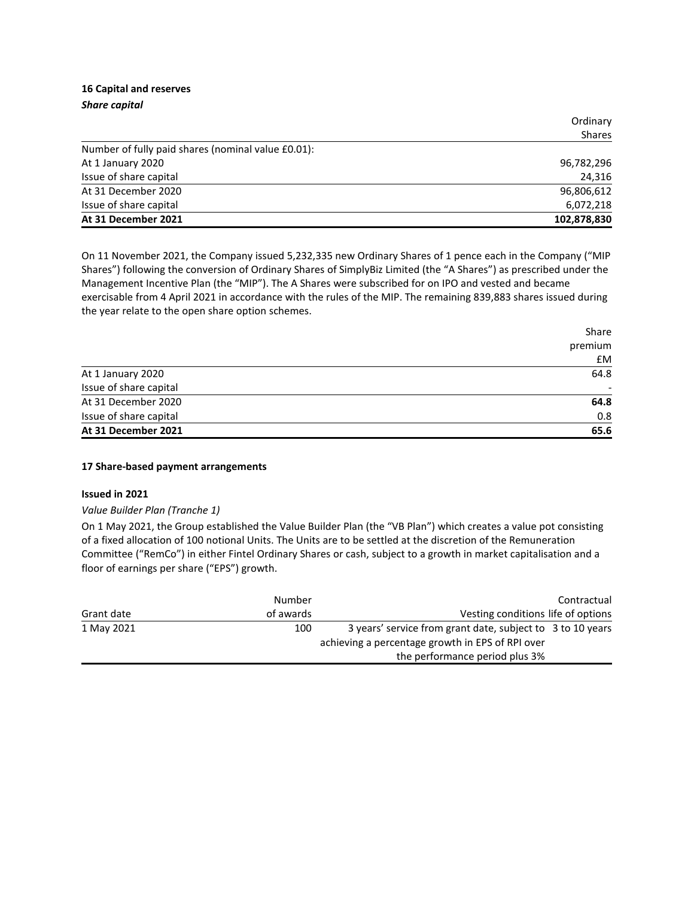## 16 Capital and reserves

***Share capital***

| | Ordinary Shares |
|---|---|
| Number of fully paid shares (nominal value £0.01): | |
| At 1 January 2020 | 96,782,296 |
| Issue of share capital | 24,316 |
| At 31 December 2020 | 96,806,612 |
| Issue of share capital | 6,072,218 |
| **At 31 December 2021** | **102,878,830** |

On 11 November 2021, the Company issued 5,232,335 new Ordinary Shares of 1 pence each in the Company ("MIP Shares") following the conversion of Ordinary Shares of SimplyBiz Limited (the "A Shares") as prescribed under the Management Incentive Plan (the "MIP"). The A Shares were subscribed for on IPO and vested and became exercisable from 4 April 2021 in accordance with the rules of the MIP. The remaining 839,883 shares issued during the year relate to the open share option schemes.

| | Share premium £M |
|---|---|
| At 1 January 2020 | 64.8 |
| Issue of share capital | - |
| At 31 December 2020 | **64.8** |
| Issue of share capital | 0.8 |
| **At 31 December 2021** | **65.6** |

## 17 Share-based payment arrangements

**Issued in 2021**

*Value Builder Plan (Tranche 1)*

On 1 May 2021, the Group established the Value Builder Plan (the "VB Plan") which creates a value pot consisting of a fixed allocation of 100 notional Units. The Units are to be settled at the discretion of the Remuneration Committee ("RemCo") in either Fintel Ordinary Shares or cash, subject to a growth in market capitalisation and a floor of earnings per share ("EPS") growth.

| Grant date | Number of awards | Vesting conditions | Contractual life of options |
|---|---|---|---|
| 1 May 2021 | 100 | 3 years' service from grant date, subject to achieving a percentage growth in EPS of RPI over the performance period plus 3% | 3 to 10 years |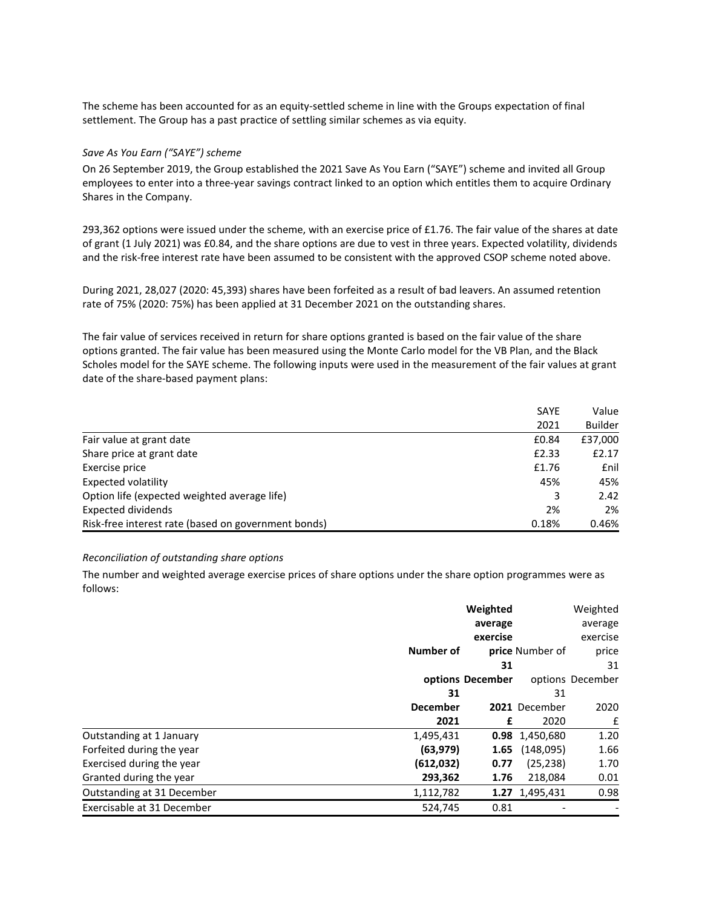The scheme has been accounted for as an equity-settled scheme in line with the Groups expectation of final settlement. The Group has a past practice of settling similar schemes as via equity.

*Save As You Earn ("SAYE") scheme*

On 26 September 2019, the Group established the 2021 Save As You Earn ("SAYE") scheme and invited all Group employees to enter into a three-year savings contract linked to an option which entitles them to acquire Ordinary Shares in the Company.

293,362 options were issued under the scheme, with an exercise price of £1.76. The fair value of the shares at date of grant (1 July 2021) was £0.84, and the share options are due to vest in three years. Expected volatility, dividends and the risk-free interest rate have been assumed to be consistent with the approved CSOP scheme noted above.

During 2021, 28,027 (2020: 45,393) shares have been forfeited as a result of bad leavers. An assumed retention rate of 75% (2020: 75%) has been applied at 31 December 2021 on the outstanding shares.

The fair value of services received in return for share options granted is based on the fair value of the share options granted. The fair value has been measured using the Monte Carlo model for the VB Plan, and the Black Scholes model for the SAYE scheme. The following inputs were used in the measurement of the fair values at grant date of the share-based payment plans:

| | SAYE 2021 | Value Builder |
|---|---|---|
| Fair value at grant date | £0.84 | £37,000 |
| Share price at grant date | £2.33 | £2.17 |
| Exercise price | £1.76 | £nil |
| Expected volatility | 45% | 45% |
| Option life (expected weighted average life) | 3 | 2.42 |
| Expected dividends | 2% | 2% |
| Risk-free interest rate (based on government bonds) | 0.18% | 0.46% |

*Reconciliation of outstanding share options*

The number and weighted average exercise prices of share options under the share option programmes were as follows:

| | **Number of options 31 December 2021** | **Weighted average exercise price 31 December 2021 £** | Number of options 31 December 2020 | Weighted average exercise price 31 December 2020 £ |
|---|---|---|---|---|
| Outstanding at 1 January | 1,495,431 | **0.98** | 1,450,680 | 1.20 |
| Forfeited during the year | **(63,979)** | **1.65** | (148,095) | 1.66 |
| Exercised during the year | **(612,032)** | **0.77** | (25,238) | 1.70 |
| Granted during the year | **293,362** | **1.76** | 218,084 | 0.01 |
| Outstanding at 31 December | 1,112,782 | **1.27** | 1,495,431 | 0.98 |
| Exercisable at 31 December | 524,745 | 0.81 | - | - |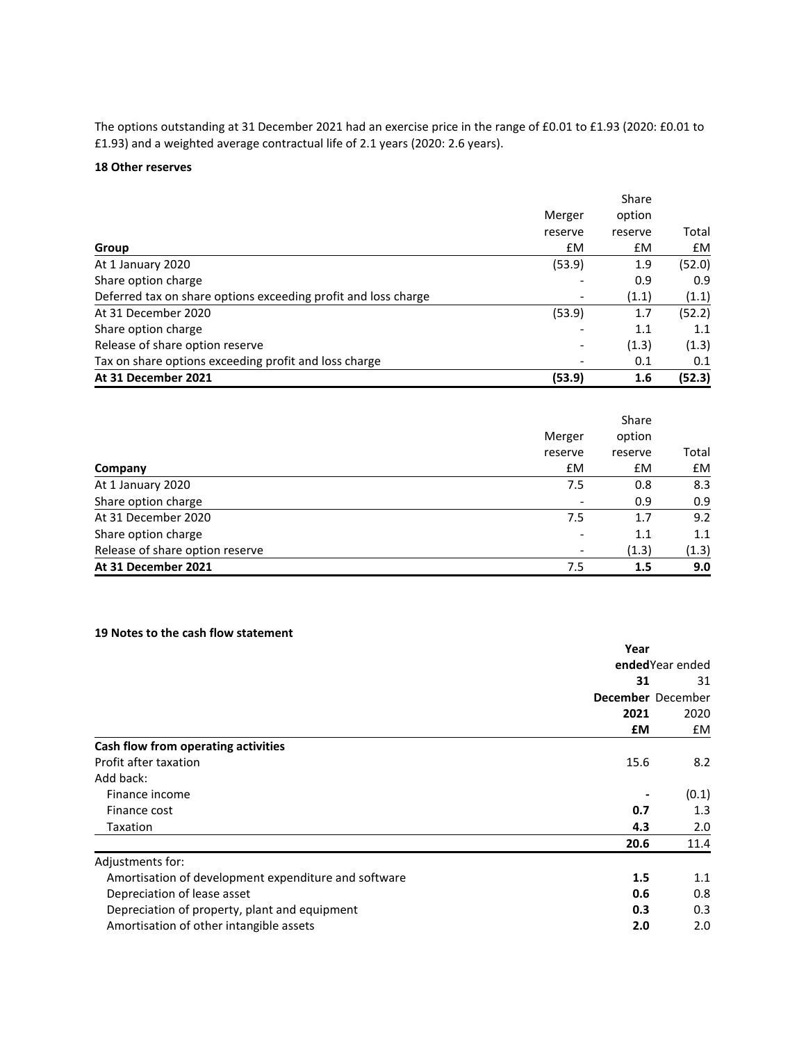The options outstanding at 31 December 2021 had an exercise price in the range of £0.01 to £1.93 (2020: £0.01 to £1.93) and a weighted average contractual life of 2.1 years (2020: 2.6 years).

**18 Other reserves**

| Group | Merger reserve £M | Share option reserve £M | Total £M |
|---|---|---|---|
| At 1 January 2020 | (53.9) | 1.9 | (52.0) |
| Share option charge | - | 0.9 | 0.9 |
| Deferred tax on share options exceeding profit and loss charge | - | (1.1) | (1.1) |
| At 31 December 2020 | (53.9) | 1.7 | (52.2) |
| Share option charge | - | 1.1 | 1.1 |
| Release of share option reserve | - | (1.3) | (1.3) |
| Tax on share options exceeding profit and loss charge | - | 0.1 | 0.1 |
| **At 31 December 2021** | **(53.9)** | **1.6** | **(52.3)** |

| Company | Merger reserve £M | Share option reserve £M | Total £M |
|---|---|---|---|
| At 1 January 2020 | 7.5 | 0.8 | 8.3 |
| Share option charge | - | 0.9 | 0.9 |
| At 31 December 2020 | 7.5 | 1.7 | 9.2 |
| Share option charge | - | 1.1 | 1.1 |
| Release of share option reserve | - | (1.3) | (1.3) |
| **At 31 December 2021** | 7.5 | **1.5** | **9.0** |

**19 Notes to the cash flow statement**

| | **Year ended 31 December 2021 £M** | Year ended 31 December 2020 £M |
|---|---|---|
| **Cash flow from operating activities** | | |
| Profit after taxation | 15.6 | 8.2 |
| Add back: | | |
| Finance income | **-** | (0.1) |
| Finance cost | **0.7** | 1.3 |
| Taxation | **4.3** | 2.0 |
| | **20.6** | 11.4 |
| Adjustments for: | | |
| Amortisation of development expenditure and software | **1.5** | 1.1 |
| Depreciation of lease asset | **0.6** | 0.8 |
| Depreciation of property, plant and equipment | **0.3** | 0.3 |
| Amortisation of other intangible assets | **2.0** | 2.0 |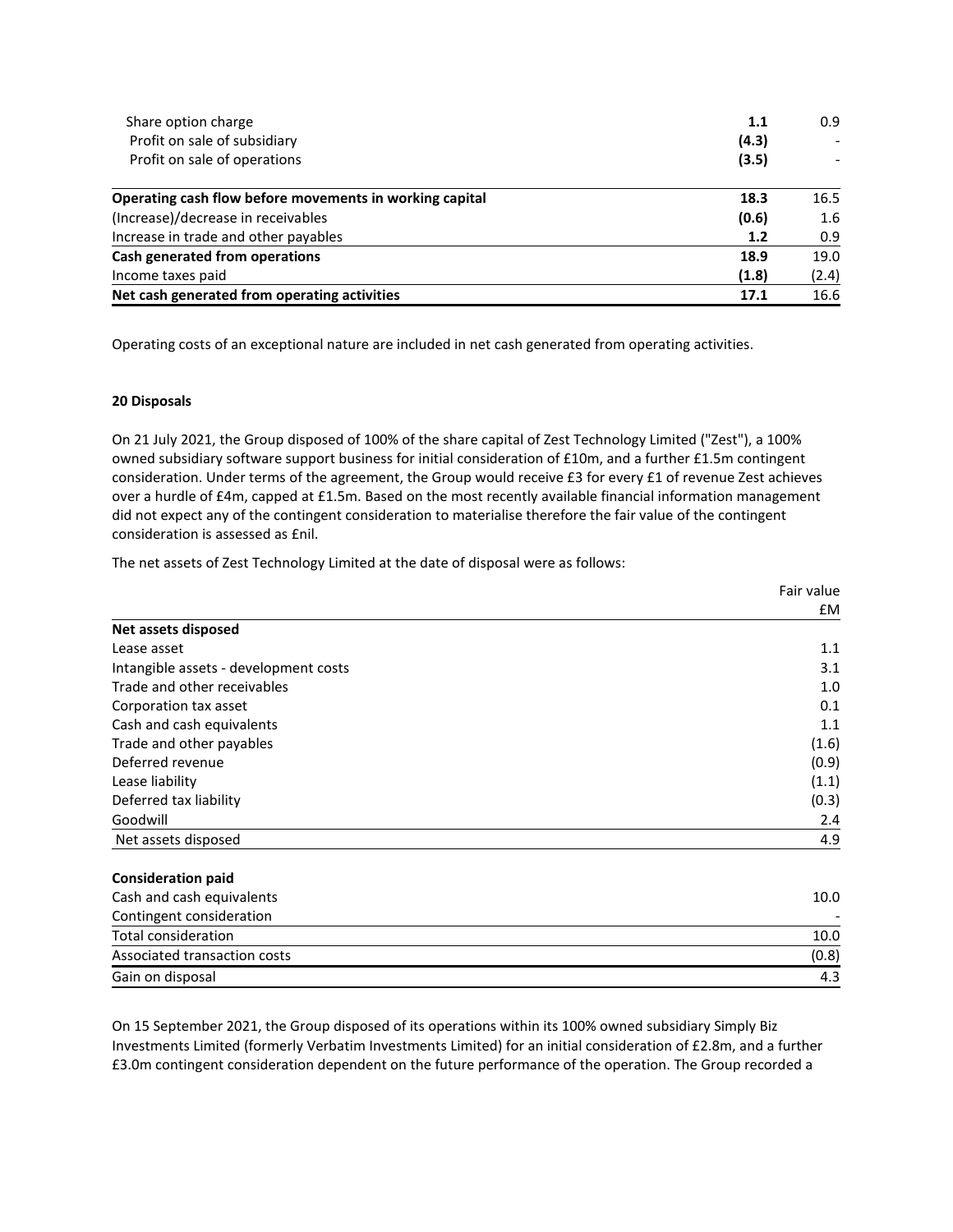| | | |
|---|---|---|
| Share option charge | **1.1** | 0.9 |
| Profit on sale of subsidiary | **(4.3)** | - |
| Profit on sale of operations | **(3.5)** | - |
| **Operating cash flow before movements in working capital** | **18.3** | 16.5 |
| (Increase)/decrease in receivables | **(0.6)** | 1.6 |
| Increase in trade and other payables | **1.2** | 0.9 |
| **Cash generated from operations** | **18.9** | 19.0 |
| Income taxes paid | **(1.8)** | (2.4) |
| **Net cash generated from operating activities** | **17.1** | 16.6 |

Operating costs of an exceptional nature are included in net cash generated from operating activities.

**20 Disposals**

On 21 July 2021, the Group disposed of 100% of the share capital of Zest Technology Limited ("Zest"), a 100% owned subsidiary software support business for initial consideration of £10m, and a further £1.5m contingent consideration. Under terms of the agreement, the Group would receive £3 for every £1 of revenue Zest achieves over a hurdle of £4m, capped at £1.5m. Based on the most recently available financial information management did not expect any of the contingent consideration to materialise therefore the fair value of the contingent consideration is assessed as £nil.

The net assets of Zest Technology Limited at the date of disposal were as follows:

| | Fair value<br>£M |
|---|---|
| **Net assets disposed** | |
| Lease asset | 1.1 |
| Intangible assets - development costs | 3.1 |
| Trade and other receivables | 1.0 |
| Corporation tax asset | 0.1 |
| Cash and cash equivalents | 1.1 |
| Trade and other payables | (1.6) |
| Deferred revenue | (0.9) |
| Lease liability | (1.1) |
| Deferred tax liability | (0.3) |
| Goodwill | 2.4 |
| Net assets disposed | 4.9 |
| | |
| **Consideration paid** | |
| Cash and cash equivalents | 10.0 |
| Contingent consideration | - |
| Total consideration | 10.0 |
| Associated transaction costs | (0.8) |
| Gain on disposal | 4.3 |

On 15 September 2021, the Group disposed of its operations within its 100% owned subsidiary Simply Biz Investments Limited (formerly Verbatim Investments Limited) for an initial consideration of £2.8m, and a further £3.0m contingent consideration dependent on the future performance of the operation. The Group recorded a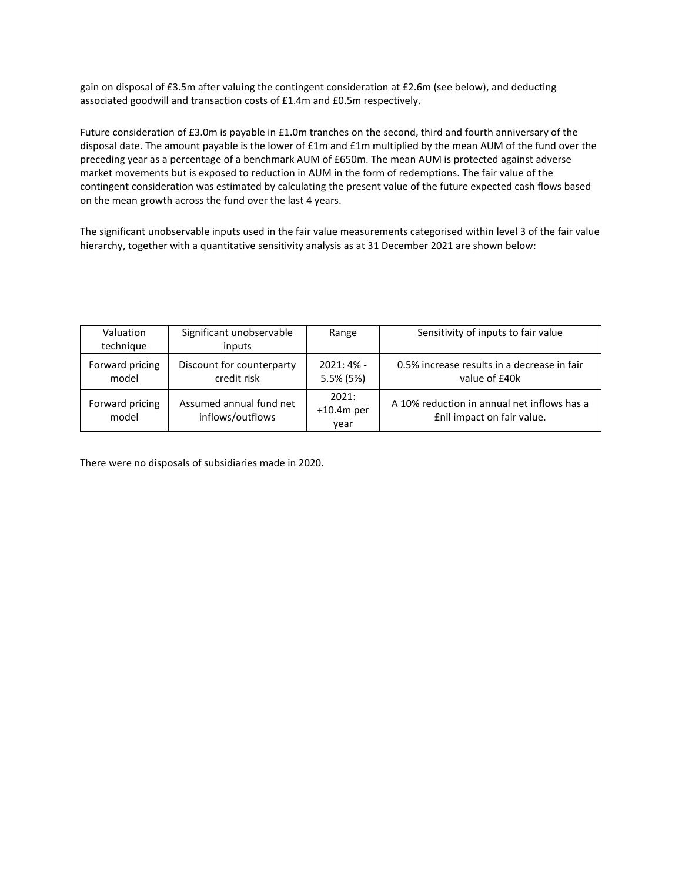gain on disposal of £3.5m after valuing the contingent consideration at £2.6m (see below), and deducting associated goodwill and transaction costs of £1.4m and £0.5m respectively.

Future consideration of £3.0m is payable in £1.0m tranches on the second, third and fourth anniversary of the disposal date. The amount payable is the lower of £1m and £1m multiplied by the mean AUM of the fund over the preceding year as a percentage of a benchmark AUM of £650m. The mean AUM is protected against adverse market movements but is exposed to reduction in AUM in the form of redemptions. The fair value of the contingent consideration was estimated by calculating the present value of the future expected cash flows based on the mean growth across the fund over the last 4 years.

The significant unobservable inputs used in the fair value measurements categorised within level 3 of the fair value hierarchy, together with a quantitative sensitivity analysis as at 31 December 2021 are shown below:

| Valuation technique | Significant unobservable inputs | Range | Sensitivity of inputs to fair value |
|---|---|---|---|
| Forward pricing model | Discount for counterparty credit risk | 2021: 4% - 5.5% (5%) | 0.5% increase results in a decrease in fair value of £40k |
| Forward pricing model | Assumed annual fund net inflows/outflows | 2021: +10.4m per year | A 10% reduction in annual net inflows has a £nil impact on fair value. |

There were no disposals of subsidiaries made in 2020.